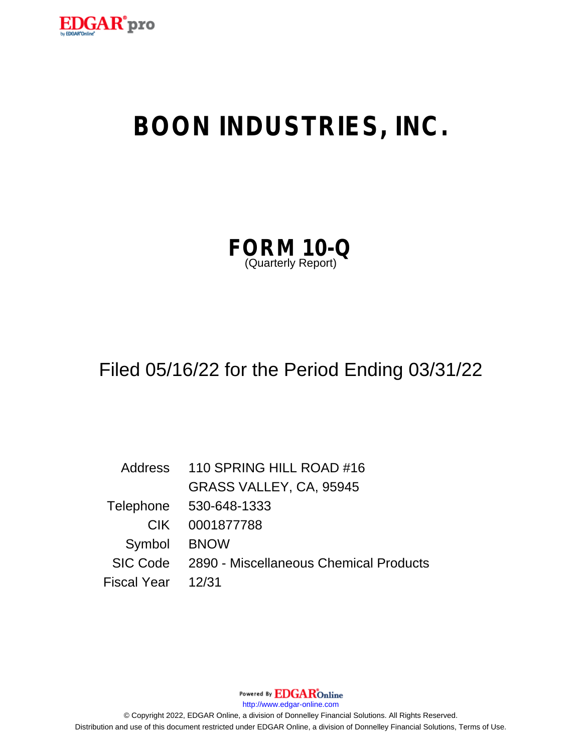# BOON INDUSTRIES, INC.

## FORM 10-Q

(Quarterly Report)

Filed 05/16/22 for the Period Ending 03/31/22

| | |
|---|---|
| Address | 110 SPRING HILL ROAD #16 |
| | GRASS VALLEY, CA, 95945 |
| Telephone | 530-648-1333 |
| CIK | 0001877788 |
| Symbol | BNOW |
| SIC Code | 2890 - Miscellaneous Chemical Products |
| Fiscal Year | 12/31 |

Powered By EDGAR Online

http://www.edgar-online.com

© Copyright 2022, EDGAR Online, a division of Donnelley Financial Solutions. All Rights Reserved.
Distribution and use of this document restricted under EDGAR Online, a division of Donnelley Financial Solutions, Terms of Use.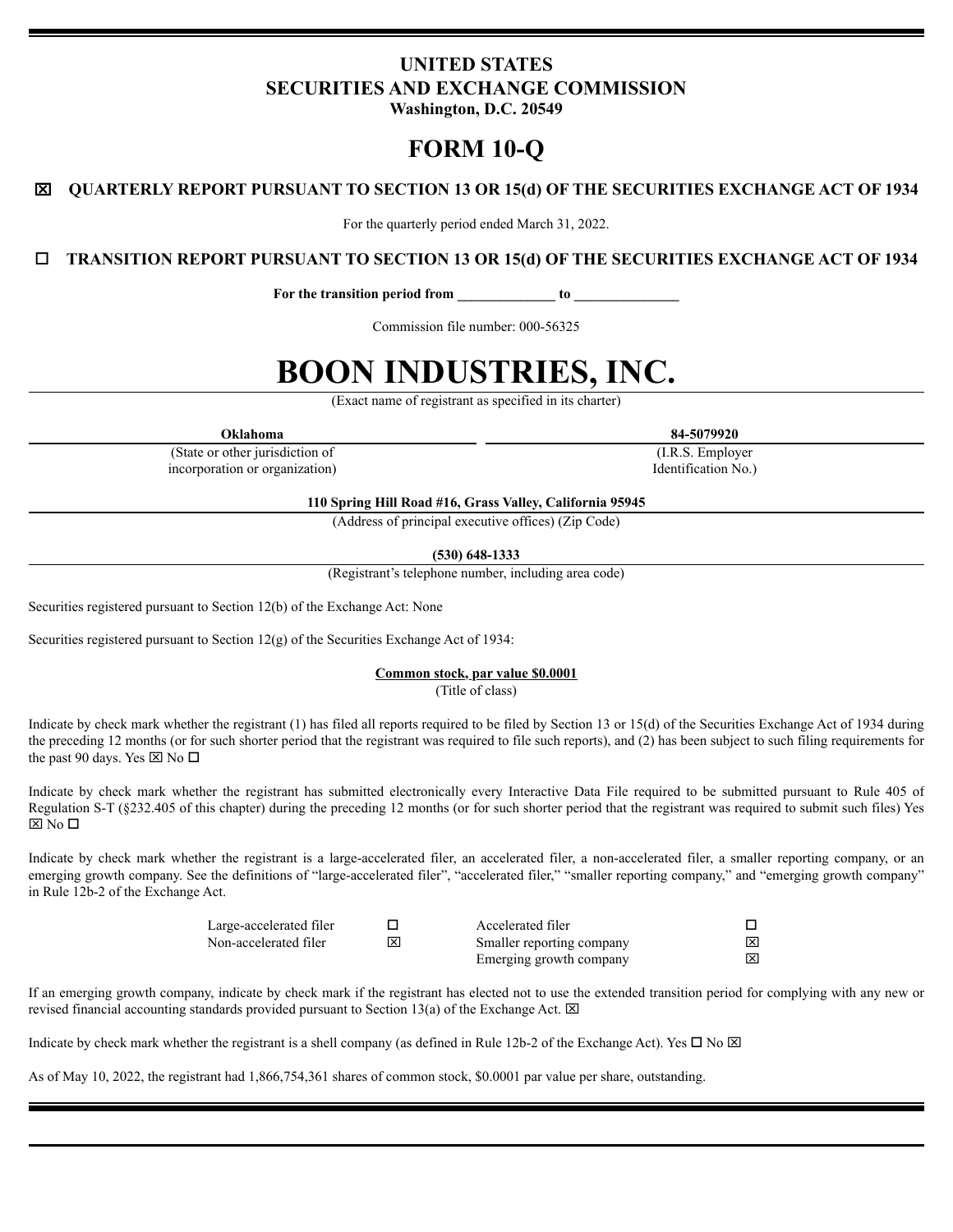# UNITED STATES
# SECURITIES AND EXCHANGE COMMISSION
**Washington, D.C. 20549**

# FORM 10-Q

☒ **QUARTERLY REPORT PURSUANT TO SECTION 13 OR 15(d) OF THE SECURITIES EXCHANGE ACT OF 1934**

For the quarterly period ended March 31, 2022.

☐ **TRANSITION REPORT PURSUANT TO SECTION 13 OR 15(d) OF THE SECURITIES EXCHANGE ACT OF 1934**

**For the transition period from \_\_\_\_\_\_\_\_\_\_\_\_\_\_ to \_\_\_\_\_\_\_\_\_\_\_\_\_\_\_**

Commission file number: 000-56325

# BOON INDUSTRIES, INC.

(Exact name of registrant as specified in its charter)

| **Oklahoma** | **84-5079920** |
|---|---|
| (State or other jurisdiction of incorporation or organization) | (I.R.S. Employer Identification No.) |

**110 Spring Hill Road #16, Grass Valley, California 95945**
(Address of principal executive offices) (Zip Code)

**(530) 648-1333**
(Registrant's telephone number, including area code)

Securities registered pursuant to Section 12(b) of the Exchange Act: None

Securities registered pursuant to Section 12(g) of the Securities Exchange Act of 1934:

**Common stock, par value $0.0001**
(Title of class)

Indicate by check mark whether the registrant (1) has filed all reports required to be filed by Section 13 or 15(d) of the Securities Exchange Act of 1934 during the preceding 12 months (or for such shorter period that the registrant was required to file such reports), and (2) has been subject to such filing requirements for the past 90 days. Yes ☒ No ☐

Indicate by check mark whether the registrant has submitted electronically every Interactive Data File required to be submitted pursuant to Rule 405 of Regulation S-T (§232.405 of this chapter) during the preceding 12 months (or for such shorter period that the registrant was required to submit such files) Yes ☒ No ☐

Indicate by check mark whether the registrant is a large-accelerated filer, an accelerated filer, a non-accelerated filer, a smaller reporting company, or an emerging growth company. See the definitions of "large-accelerated filer", "accelerated filer," "smaller reporting company," and "emerging growth company" in Rule 12b-2 of the Exchange Act.

| | | | |
|---|---|---|---|
| Large-accelerated filer | ☐ | Accelerated filer | ☐ |
| Non-accelerated filer | ☒ | Smaller reporting company | ☒ |
| | | Emerging growth company | ☒ |

If an emerging growth company, indicate by check mark if the registrant has elected not to use the extended transition period for complying with any new or revised financial accounting standards provided pursuant to Section 13(a) of the Exchange Act. ☒

Indicate by check mark whether the registrant is a shell company (as defined in Rule 12b-2 of the Exchange Act). Yes ☐ No ☒

As of May 10, 2022, the registrant had 1,866,754,361 shares of common stock, $0.0001 par value per share, outstanding.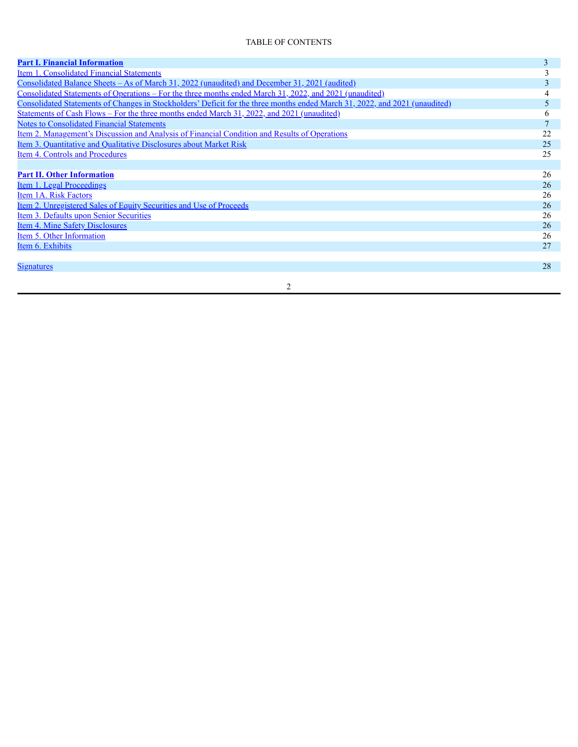TABLE OF CONTENTS

| | |
|---|---|
| **Part I. Financial Information** | 3 |
| Item 1. Consolidated Financial Statements | 3 |
| Consolidated Balance Sheets – As of March 31, 2022 (unaudited) and December 31, 2021 (audited) | 3 |
| Consolidated Statements of Operations – For the three months ended March 31, 2022, and 2021 (unaudited) | 4 |
| Consolidated Statements of Changes in Stockholders' Deficit for the three months ended March 31, 2022, and 2021 (unaudited) | 5 |
| Statements of Cash Flows – For the three months ended March 31, 2022, and 2021 (unaudited) | 6 |
| Notes to Consolidated Financial Statements | 7 |
| Item 2. Management's Discussion and Analysis of Financial Condition and Results of Operations | 22 |
| Item 3. Quantitative and Qualitative Disclosures about Market Risk | 25 |
| Item 4. Controls and Procedures | 25 |
| | |
| **Part II. Other Information** | 26 |
| Item 1. Legal Proceedings | 26 |
| Item 1A. Risk Factors | 26 |
| Item 2. Unregistered Sales of Equity Securities and Use of Proceeds | 26 |
| Item 3. Defaults upon Senior Securities | 26 |
| Item 4. Mine Safety Disclosures | 26 |
| Item 5. Other Information | 26 |
| Item 6. Exhibits | 27 |
| | |
| Signatures | 28 |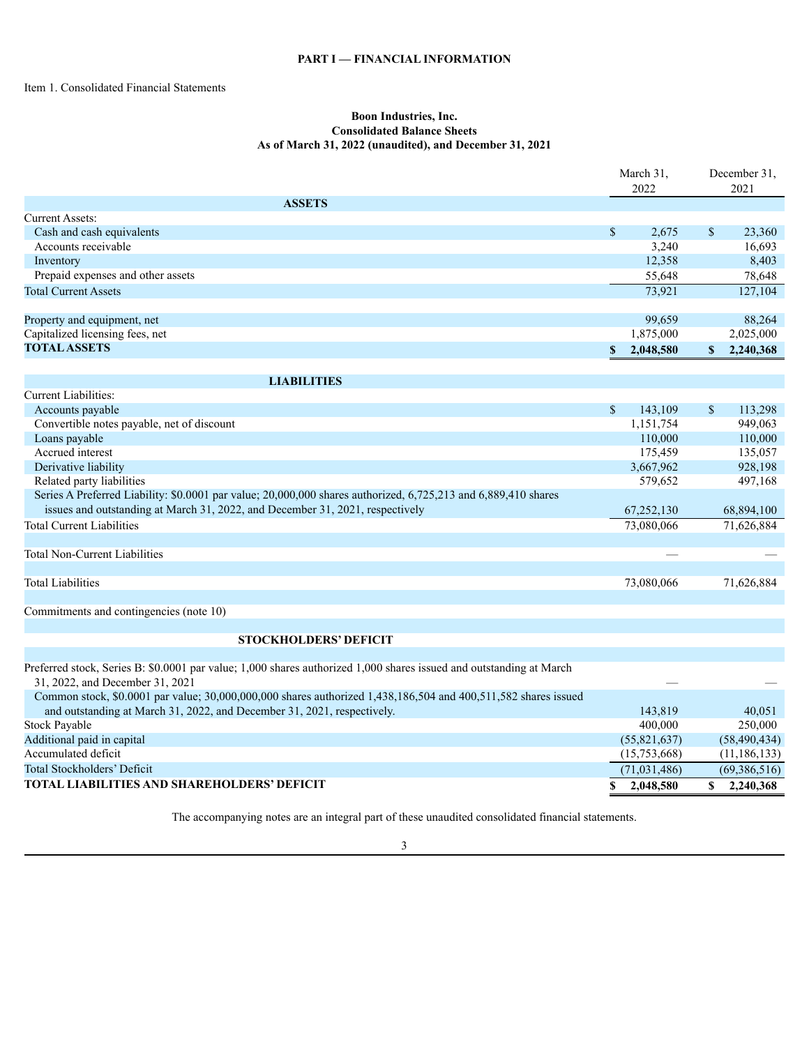**PART I — FINANCIAL INFORMATION**

Item 1. Consolidated Financial Statements

**Boon Industries, Inc.**
**Consolidated Balance Sheets**
**As of March 31, 2022 (unaudited), and December 31, 2021**

| | March 31, 2022 | December 31, 2021 |
|---|---|---|
| **ASSETS** | | |
| Current Assets: | | |
| Cash and cash equivalents | $ 2,675 | $ 23,360 |
| Accounts receivable | 3,240 | 16,693 |
| Inventory | 12,358 | 8,403 |
| Prepaid expenses and other assets | 55,648 | 78,648 |
| Total Current Assets | 73,921 | 127,104 |
| | | |
| Property and equipment, net | 99,659 | 88,264 |
| Capitalized licensing fees, net | 1,875,000 | 2,025,000 |
| **TOTAL ASSETS** | **$ 2,048,580** | **$ 2,240,368** |
| | | |
| **LIABILITIES** | | |
| Current Liabilities: | | |
| Accounts payable | $ 143,109 | $ 113,298 |
| Convertible notes payable, net of discount | 1,151,754 | 949,063 |
| Loans payable | 110,000 | 110,000 |
| Accrued interest | 175,459 | 135,057 |
| Derivative liability | 3,667,962 | 928,198 |
| Related party liabilities | 579,652 | 497,168 |
| Series A Preferred Liability: $0.0001 par value; 20,000,000 shares authorized, 6,725,213 and 6,889,410 shares issues and outstanding at March 31, 2022, and December 31, 2021, respectively | 67,252,130 | 68,894,100 |
| Total Current Liabilities | 73,080,066 | 71,626,884 |
| | | |
| Total Non-Current Liabilities | — | — |
| | | |
| Total Liabilities | 73,080,066 | 71,626,884 |
| | | |
| Commitments and contingencies (note 10) | | |
| | | |
| **STOCKHOLDERS' DEFICIT** | | |
| | | |
| Preferred stock, Series B: $0.0001 par value; 1,000 shares authorized 1,000 shares issued and outstanding at March 31, 2022, and December 31, 2021 | — | — |
| Common stock, $0.0001 par value; 30,000,000,000 shares authorized 1,438,186,504 and 400,511,582 shares issued and outstanding at March 31, 2022, and December 31, 2021, respectively. | 143,819 | 40,051 |
| Stock Payable | 400,000 | 250,000 |
| Additional paid in capital | (55,821,637) | (58,490,434) |
| Accumulated deficit | (15,753,668) | (11,186,133) |
| Total Stockholders' Deficit | (71,031,486) | (69,386,516) |
| **TOTAL LIABILITIES AND SHAREHOLDERS' DEFICIT** | **$ 2,048,580** | **$ 2,240,368** |

The accompanying notes are an integral part of these unaudited consolidated financial statements.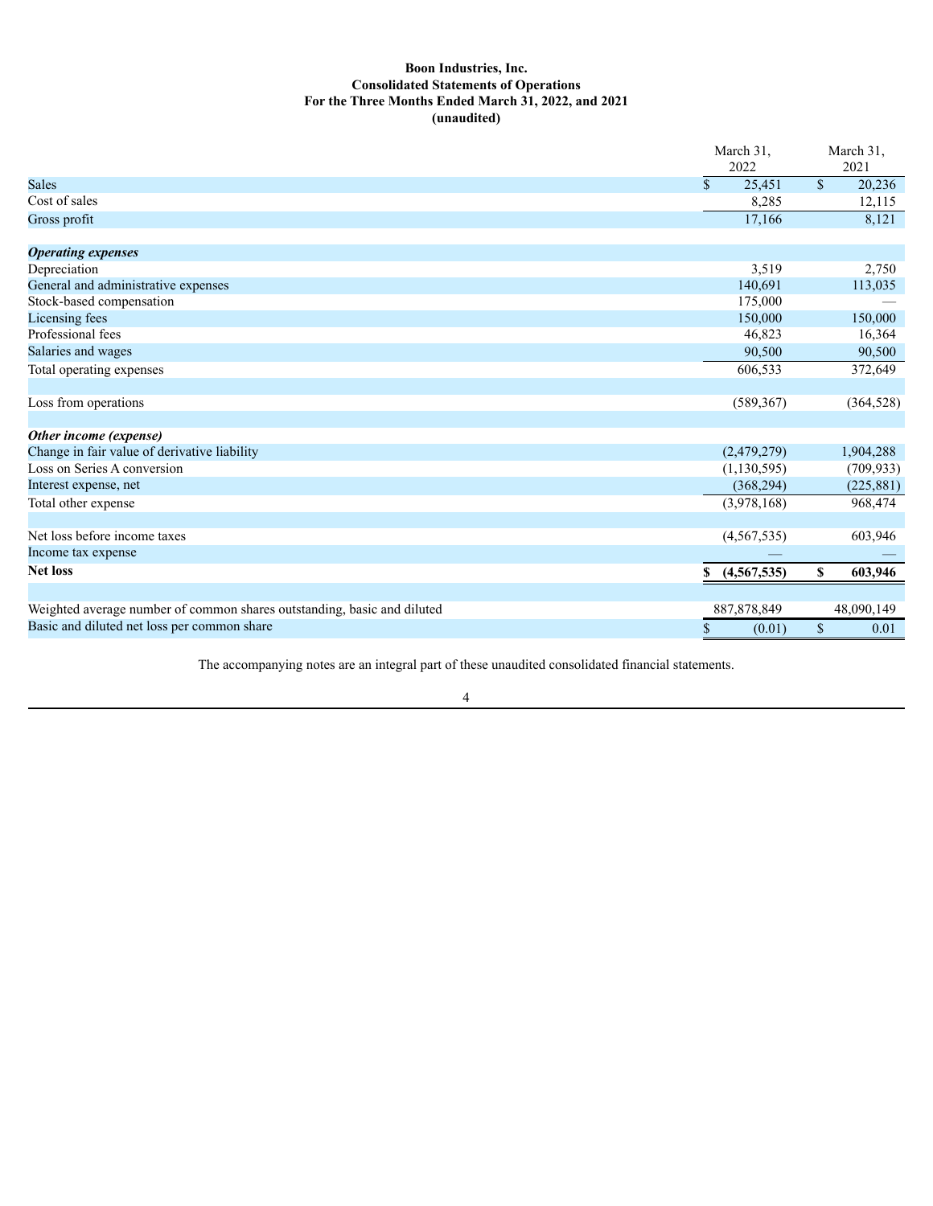**Boon Industries, Inc.**
**Consolidated Statements of Operations**
**For the Three Months Ended March 31, 2022, and 2021**
**(unaudited)**

| | March 31, 2022 | March 31, 2021 |
|---|---|---|
| Sales | $ 25,451 | $ 20,236 |
| Cost of sales | 8,285 | 12,115 |
| Gross profit | 17,166 | 8,121 |
| | | |
| ***Operating expenses*** | | |
| Depreciation | 3,519 | 2,750 |
| General and administrative expenses | 140,691 | 113,035 |
| Stock-based compensation | 175,000 | — |
| Licensing fees | 150,000 | 150,000 |
| Professional fees | 46,823 | 16,364 |
| Salaries and wages | 90,500 | 90,500 |
| Total operating expenses | 606,533 | 372,649 |
| | | |
| Loss from operations | (589,367) | (364,528) |
| | | |
| ***Other income (expense)*** | | |
| Change in fair value of derivative liability | (2,479,279) | 1,904,288 |
| Loss on Series A conversion | (1,130,595) | (709,933) |
| Interest expense, net | (368,294) | (225,881) |
| Total other expense | (3,978,168) | 968,474 |
| | | |
| Net loss before income taxes | (4,567,535) | 603,946 |
| Income tax expense | — | — |
| **Net loss** | **$ (4,567,535)** | **$ 603,946** |
| | | |
| Weighted average number of common shares outstanding, basic and diluted | 887,878,849 | 48,090,149 |
| Basic and diluted net loss per common share | $ (0.01) | $ 0.01 |

The accompanying notes are an integral part of these unaudited consolidated financial statements.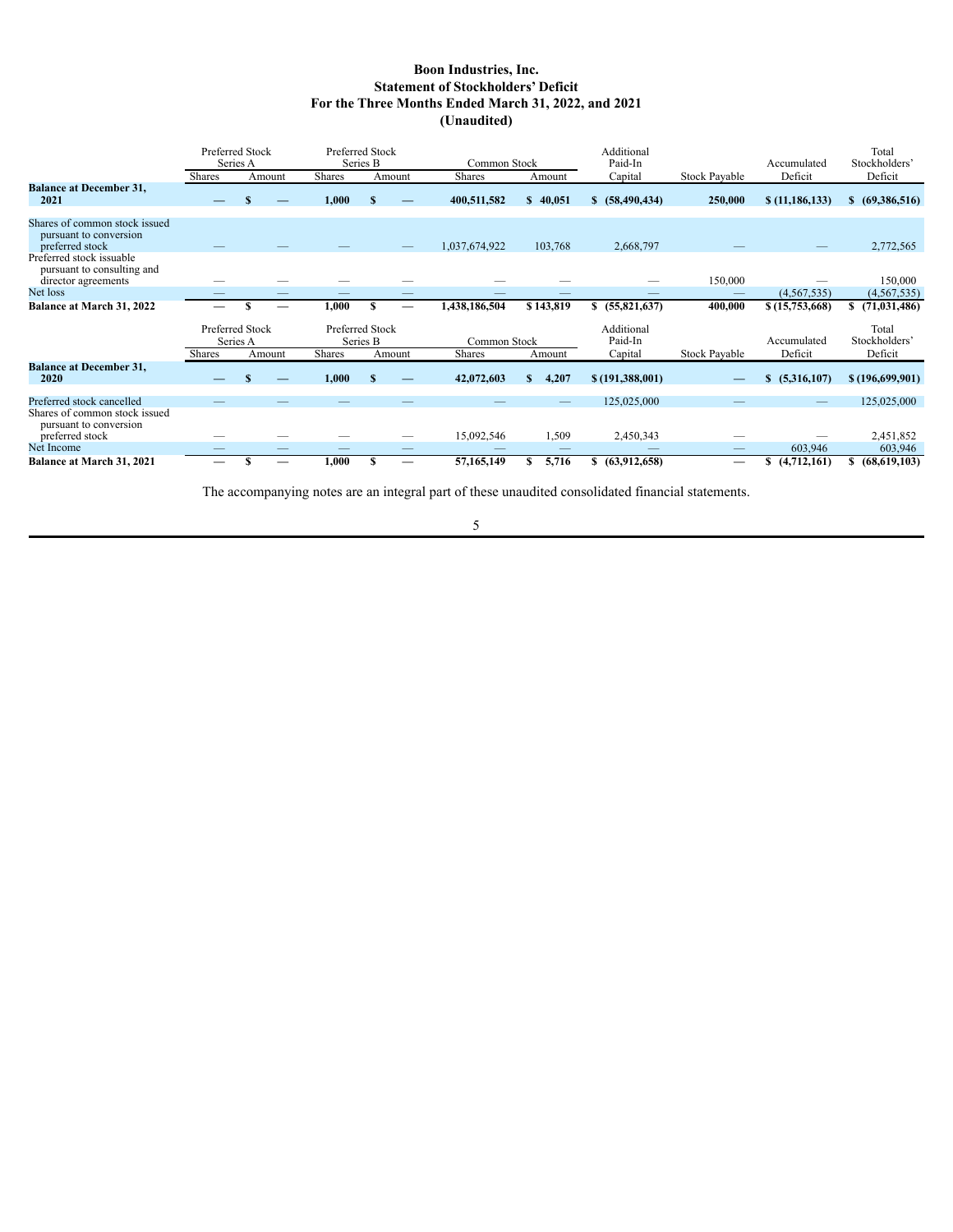**Boon Industries, Inc.**
**Statement of Stockholders' Deficit**
**For the Three Months Ended March 31, 2022, and 2021**
**(Unaudited)**

| | Preferred Stock Series A | | Preferred Stock Series B | | Common Stock | | Additional Paid-In | | Accumulated | Total Stockholders' |
|---|---|---|---|---|---|---|---|---|---|---|
| | Shares | Amount | Shares | Amount | Shares | Amount | Capital | Stock Payable | Deficit | Deficit |
| **Balance at December 31, 2021** | **—** | **$ —** | **1,000** | **$ —** | **400,511,582** | **$ 40,051** | **$ (58,490,434)** | **250,000** | **$ (11,186,133)** | **$ (69,386,516)** |
| Shares of common stock issued pursuant to conversion preferred stock | — | — | — | — | 1,037,674,922 | 103,768 | 2,668,797 | — | — | 2,772,565 |
| Preferred stock issuable pursuant to consulting and director agreements | — | — | — | — | — | — | — | 150,000 | — | 150,000 |
| Net loss | — | — | — | — | — | — | — | — | (4,567,535) | (4,567,535) |
| **Balance at March 31, 2022** | **—** | **$ —** | **1,000** | **$ —** | **1,438,186,504** | **$ 143,819** | **$ (55,821,637)** | **400,000** | **$ (15,753,668)** | **$ (71,031,486)** |

| | Preferred Stock Series A | | Preferred Stock Series B | | Common Stock | | Additional Paid-In | | Accumulated | Total Stockholders' |
|---|---|---|---|---|---|---|---|---|---|---|
| | Shares | Amount | Shares | Amount | Shares | Amount | Capital | Stock Payable | Deficit | Deficit |
| **Balance at December 31, 2020** | **—** | **$ —** | **1,000** | **$ —** | **42,072,603** | **$ 4,207** | **$ (191,388,001)** | **—** | **$ (5,316,107)** | **$ (196,699,901)** |
| Preferred stock cancelled | — | — | — | — | — | — | 125,025,000 | — | — | 125,025,000 |
| Shares of common stock issued pursuant to conversion preferred stock | — | — | — | — | 15,092,546 | 1,509 | 2,450,343 | — | — | 2,451,852 |
| Net Income | — | — | — | — | — | — | — | — | 603,946 | 603,946 |
| **Balance at March 31, 2021** | **—** | **$ —** | **1,000** | **$ —** | **57,165,149** | **$ 5,716** | **$ (63,912,658)** | **—** | **$ (4,712,161)** | **$ (68,619,103)** |

The accompanying notes are an integral part of these unaudited consolidated financial statements.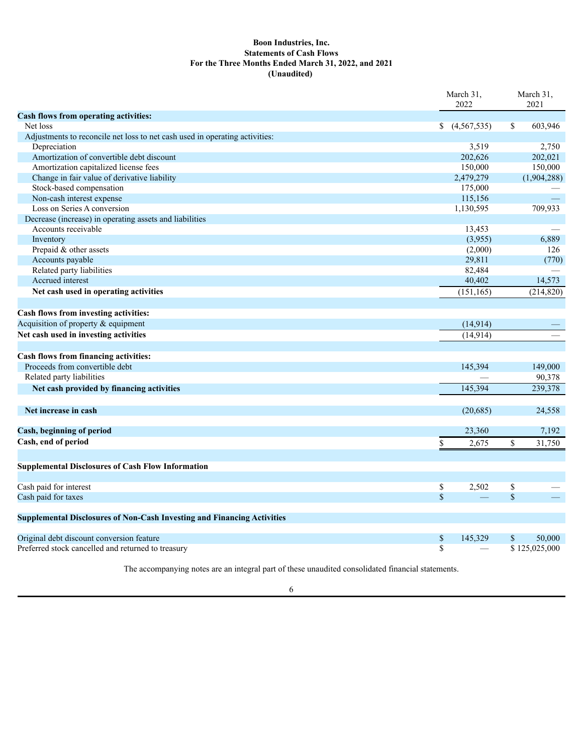**Boon Industries, Inc.**
**Statements of Cash Flows**
**For the Three Months Ended March 31, 2022, and 2021**
**(Unaudited)**

| | March 31, 2022 | March 31, 2021 |
|---|---|---|
| **Cash flows from operating activities:** | | |
| Net loss | $ (4,567,535) | $ 603,946 |
| Adjustments to reconcile net loss to net cash used in operating activities: | | |
| Depreciation | 3,519 | 2,750 |
| Amortization of convertible debt discount | 202,626 | 202,021 |
| Amortization capitalized license fees | 150,000 | 150,000 |
| Change in fair value of derivative liability | 2,479,279 | (1,904,288) |
| Stock-based compensation | 175,000 | — |
| Non-cash interest expense | 115,156 | — |
| Loss on Series A conversion | 1,130,595 | 709,933 |
| Decrease (increase) in operating assets and liabilities | | |
| Accounts receivable | 13,453 | — |
| Inventory | (3,955) | 6,889 |
| Prepaid & other assets | (2,000) | 126 |
| Accounts payable | 29,811 | (770) |
| Related party liabilities | 82,484 | — |
| Accrued interest | 40,402 | 14,573 |
| **Net cash used in operating activities** | (151,165) | (214,820) |
| | | |
| **Cash flows from investing activities:** | | |
| Acquisition of property & equipment | (14,914) | — |
| **Net cash used in investing activities** | (14,914) | — |
| | | |
| **Cash flows from financing activities:** | | |
| Proceeds from convertible debt | 145,394 | 149,000 |
| Related party liabilities | — | 90,378 |
| **Net cash provided by financing activities** | 145,394 | 239,378 |
| | | |
| **Net increase in cash** | (20,685) | 24,558 |
| | | |
| **Cash, beginning of period** | 23,360 | 7,192 |
| **Cash, end of period** | $ 2,675 | $ 31,750 |
| | | |
| **Supplemental Disclosures of Cash Flow Information** | | |
| Cash paid for interest | $ 2,502 | $ — |
| Cash paid for taxes | $ — | $ — |
| | | |
| **Supplemental Disclosures of Non-Cash Investing and Financing Activities** | | |
| Original debt discount conversion feature | $ 145,329 | $ 50,000 |
| Preferred stock cancelled and returned to treasury | $ — | $ 125,025,000 |

The accompanying notes are an integral part of these unaudited consolidated financial statements.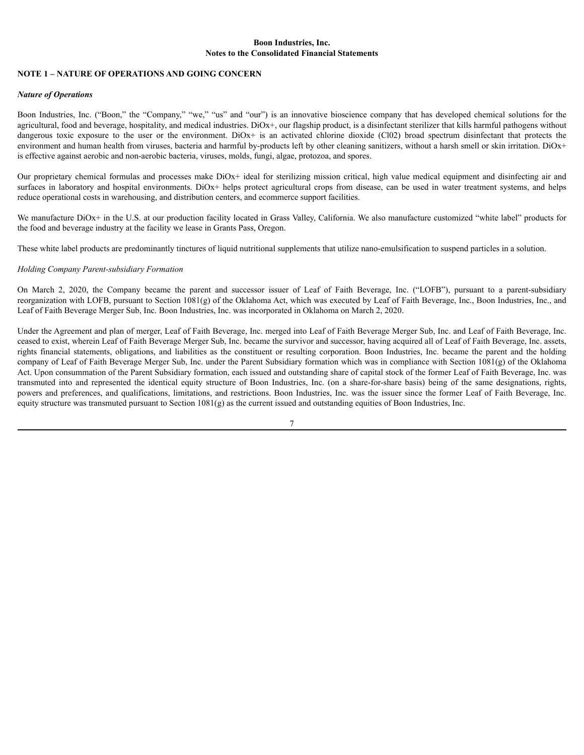**Boon Industries, Inc.**
**Notes to the Consolidated Financial Statements**

## NOTE 1 – NATURE OF OPERATIONS AND GOING CONCERN

***Nature of Operations***

Boon Industries, Inc. ("Boon," the "Company," "we," "us" and "our") is an innovative bioscience company that has developed chemical solutions for the agricultural, food and beverage, hospitality, and medical industries. DiOx+, our flagship product, is a disinfectant sterilizer that kills harmful pathogens without dangerous toxic exposure to the user or the environment. DiOx+ is an activated chlorine dioxide (Cl02) broad spectrum disinfectant that protects the environment and human health from viruses, bacteria and harmful by-products left by other cleaning sanitizers, without a harsh smell or skin irritation. DiOx+ is effective against aerobic and non-aerobic bacteria, viruses, molds, fungi, algae, protozoa, and spores.

Our proprietary chemical formulas and processes make DiOx+ ideal for sterilizing mission critical, high value medical equipment and disinfecting air and surfaces in laboratory and hospital environments. DiOx+ helps protect agricultural crops from disease, can be used in water treatment systems, and helps reduce operational costs in warehousing, and distribution centers, and ecommerce support facilities.

We manufacture DiOx+ in the U.S. at our production facility located in Grass Valley, California. We also manufacture customized "white label" products for the food and beverage industry at the facility we lease in Grants Pass, Oregon.

These white label products are predominantly tinctures of liquid nutritional supplements that utilize nano-emulsification to suspend particles in a solution.

*Holding Company Parent-subsidiary Formation*

On March 2, 2020, the Company became the parent and successor issuer of Leaf of Faith Beverage, Inc. ("LOFB"), pursuant to a parent-subsidiary reorganization with LOFB, pursuant to Section 1081(g) of the Oklahoma Act, which was executed by Leaf of Faith Beverage, Inc., Boon Industries, Inc., and Leaf of Faith Beverage Merger Sub, Inc. Boon Industries, Inc. was incorporated in Oklahoma on March 2, 2020.

Under the Agreement and plan of merger, Leaf of Faith Beverage, Inc. merged into Leaf of Faith Beverage Merger Sub, Inc. and Leaf of Faith Beverage, Inc. ceased to exist, wherein Leaf of Faith Beverage Merger Sub, Inc. became the survivor and successor, having acquired all of Leaf of Faith Beverage, Inc. assets, rights financial statements, obligations, and liabilities as the constituent or resulting corporation. Boon Industries, Inc. became the parent and the holding company of Leaf of Faith Beverage Merger Sub, Inc. under the Parent Subsidiary formation which was in compliance with Section 1081(g) of the Oklahoma Act. Upon consummation of the Parent Subsidiary formation, each issued and outstanding share of capital stock of the former Leaf of Faith Beverage, Inc. was transmuted into and represented the identical equity structure of Boon Industries, Inc. (on a share-for-share basis) being of the same designations, rights, powers and preferences, and qualifications, limitations, and restrictions. Boon Industries, Inc. was the issuer since the former Leaf of Faith Beverage, Inc. equity structure was transmuted pursuant to Section 1081(g) as the current issued and outstanding equities of Boon Industries, Inc.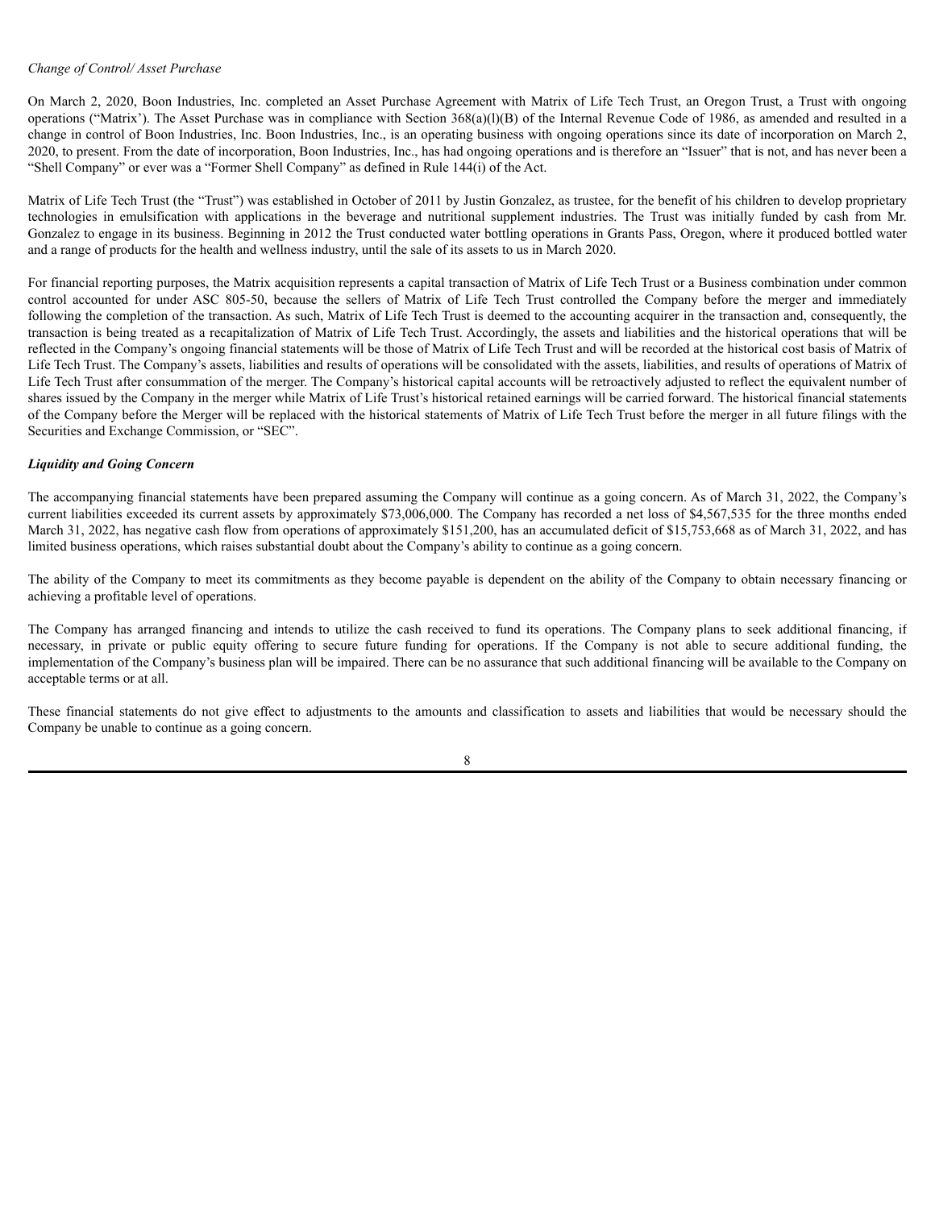*Change of Control/ Asset Purchase*

On March 2, 2020, Boon Industries, Inc. completed an Asset Purchase Agreement with Matrix of Life Tech Trust, an Oregon Trust, a Trust with ongoing operations ("Matrix'). The Asset Purchase was in compliance with Section 368(a)(l)(B) of the Internal Revenue Code of 1986, as amended and resulted in a change in control of Boon Industries, Inc. Boon Industries, Inc., is an operating business with ongoing operations since its date of incorporation on March 2, 2020, to present. From the date of incorporation, Boon Industries, Inc., has had ongoing operations and is therefore an "Issuer" that is not, and has never been a "Shell Company" or ever was a "Former Shell Company" as defined in Rule 144(i) of the Act.

Matrix of Life Tech Trust (the "Trust") was established in October of 2011 by Justin Gonzalez, as trustee, for the benefit of his children to develop proprietary technologies in emulsification with applications in the beverage and nutritional supplement industries. The Trust was initially funded by cash from Mr. Gonzalez to engage in its business. Beginning in 2012 the Trust conducted water bottling operations in Grants Pass, Oregon, where it produced bottled water and a range of products for the health and wellness industry, until the sale of its assets to us in March 2020.

For financial reporting purposes, the Matrix acquisition represents a capital transaction of Matrix of Life Tech Trust or a Business combination under common control accounted for under ASC 805-50, because the sellers of Matrix of Life Tech Trust controlled the Company before the merger and immediately following the completion of the transaction. As such, Matrix of Life Tech Trust is deemed to the accounting acquirer in the transaction and, consequently, the transaction is being treated as a recapitalization of Matrix of Life Tech Trust. Accordingly, the assets and liabilities and the historical operations that will be reflected in the Company's ongoing financial statements will be those of Matrix of Life Tech Trust and will be recorded at the historical cost basis of Matrix of Life Tech Trust. The Company's assets, liabilities and results of operations will be consolidated with the assets, liabilities, and results of operations of Matrix of Life Tech Trust after consummation of the merger. The Company's historical capital accounts will be retroactively adjusted to reflect the equivalent number of shares issued by the Company in the merger while Matrix of Life Trust's historical retained earnings will be carried forward. The historical financial statements of the Company before the Merger will be replaced with the historical statements of Matrix of Life Tech Trust before the merger in all future filings with the Securities and Exchange Commission, or "SEC".

***Liquidity and Going Concern***

The accompanying financial statements have been prepared assuming the Company will continue as a going concern. As of March 31, 2022, the Company's current liabilities exceeded its current assets by approximately $73,006,000. The Company has recorded a net loss of $4,567,535 for the three months ended March 31, 2022, has negative cash flow from operations of approximately $151,200, has an accumulated deficit of $15,753,668 as of March 31, 2022, and has limited business operations, which raises substantial doubt about the Company's ability to continue as a going concern.

The ability of the Company to meet its commitments as they become payable is dependent on the ability of the Company to obtain necessary financing or achieving a profitable level of operations.

The Company has arranged financing and intends to utilize the cash received to fund its operations. The Company plans to seek additional financing, if necessary, in private or public equity offering to secure future funding for operations. If the Company is not able to secure additional funding, the implementation of the Company's business plan will be impaired. There can be no assurance that such additional financing will be available to the Company on acceptable terms or at all.

These financial statements do not give effect to adjustments to the amounts and classification to assets and liabilities that would be necessary should the Company be unable to continue as a going concern.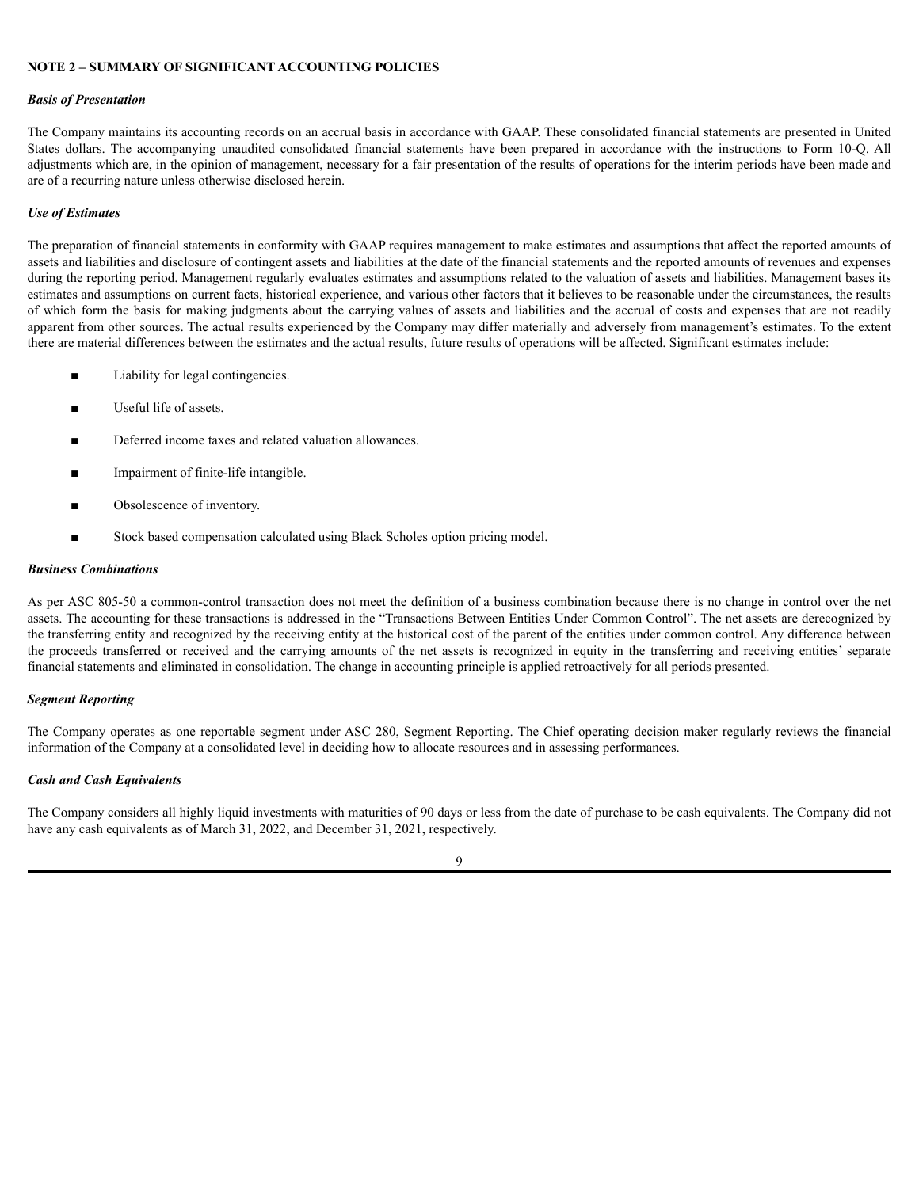## NOTE 2 – SUMMARY OF SIGNIFICANT ACCOUNTING POLICIES

***Basis of Presentation***

The Company maintains its accounting records on an accrual basis in accordance with GAAP. These consolidated financial statements are presented in United States dollars. The accompanying unaudited consolidated financial statements have been prepared in accordance with the instructions to Form 10-Q. All adjustments which are, in the opinion of management, necessary for a fair presentation of the results of operations for the interim periods have been made and are of a recurring nature unless otherwise disclosed herein.

***Use of Estimates***

The preparation of financial statements in conformity with GAAP requires management to make estimates and assumptions that affect the reported amounts of assets and liabilities and disclosure of contingent assets and liabilities at the date of the financial statements and the reported amounts of revenues and expenses during the reporting period. Management regularly evaluates estimates and assumptions related to the valuation of assets and liabilities. Management bases its estimates and assumptions on current facts, historical experience, and various other factors that it believes to be reasonable under the circumstances, the results of which form the basis for making judgments about the carrying values of assets and liabilities and the accrual of costs and expenses that are not readily apparent from other sources. The actual results experienced by the Company may differ materially and adversely from management's estimates. To the extent there are material differences between the estimates and the actual results, future results of operations will be affected. Significant estimates include:

- Liability for legal contingencies.
- Useful life of assets.
- Deferred income taxes and related valuation allowances.
- Impairment of finite-life intangible.
- Obsolescence of inventory.
- Stock based compensation calculated using Black Scholes option pricing model.

***Business Combinations***

As per ASC 805-50 a common-control transaction does not meet the definition of a business combination because there is no change in control over the net assets. The accounting for these transactions is addressed in the "Transactions Between Entities Under Common Control". The net assets are derecognized by the transferring entity and recognized by the receiving entity at the historical cost of the parent of the entities under common control. Any difference between the proceeds transferred or received and the carrying amounts of the net assets is recognized in equity in the transferring and receiving entities' separate financial statements and eliminated in consolidation. The change in accounting principle is applied retroactively for all periods presented.

***Segment Reporting***

The Company operates as one reportable segment under ASC 280, Segment Reporting. The Chief operating decision maker regularly reviews the financial information of the Company at a consolidated level in deciding how to allocate resources and in assessing performances.

***Cash and Cash Equivalents***

The Company considers all highly liquid investments with maturities of 90 days or less from the date of purchase to be cash equivalents. The Company did not have any cash equivalents as of March 31, 2022, and December 31, 2021, respectively.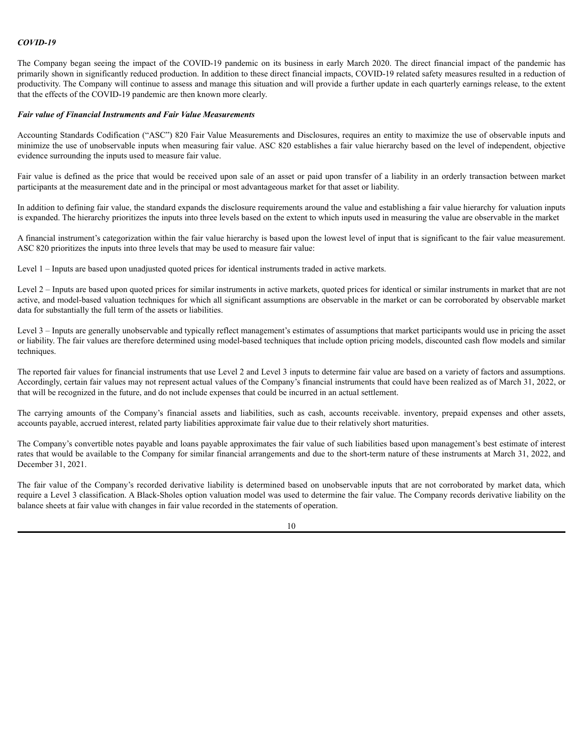***COVID-19***

The Company began seeing the impact of the COVID-19 pandemic on its business in early March 2020. The direct financial impact of the pandemic has primarily shown in significantly reduced production. In addition to these direct financial impacts, COVID-19 related safety measures resulted in a reduction of productivity. The Company will continue to assess and manage this situation and will provide a further update in each quarterly earnings release, to the extent that the effects of the COVID-19 pandemic are then known more clearly.

***Fair value of Financial Instruments and Fair Value Measurements***

Accounting Standards Codification ("ASC") 820 Fair Value Measurements and Disclosures, requires an entity to maximize the use of observable inputs and minimize the use of unobservable inputs when measuring fair value. ASC 820 establishes a fair value hierarchy based on the level of independent, objective evidence surrounding the inputs used to measure fair value.

Fair value is defined as the price that would be received upon sale of an asset or paid upon transfer of a liability in an orderly transaction between market participants at the measurement date and in the principal or most advantageous market for that asset or liability.

In addition to defining fair value, the standard expands the disclosure requirements around the value and establishing a fair value hierarchy for valuation inputs is expanded. The hierarchy prioritizes the inputs into three levels based on the extent to which inputs used in measuring the value are observable in the market

A financial instrument's categorization within the fair value hierarchy is based upon the lowest level of input that is significant to the fair value measurement. ASC 820 prioritizes the inputs into three levels that may be used to measure fair value:

Level 1 – Inputs are based upon unadjusted quoted prices for identical instruments traded in active markets.

Level 2 – Inputs are based upon quoted prices for similar instruments in active markets, quoted prices for identical or similar instruments in market that are not active, and model-based valuation techniques for which all significant assumptions are observable in the market or can be corroborated by observable market data for substantially the full term of the assets or liabilities.

Level 3 – Inputs are generally unobservable and typically reflect management's estimates of assumptions that market participants would use in pricing the asset or liability. The fair values are therefore determined using model-based techniques that include option pricing models, discounted cash flow models and similar techniques.

The reported fair values for financial instruments that use Level 2 and Level 3 inputs to determine fair value are based on a variety of factors and assumptions. Accordingly, certain fair values may not represent actual values of the Company's financial instruments that could have been realized as of March 31, 2022, or that will be recognized in the future, and do not include expenses that could be incurred in an actual settlement.

The carrying amounts of the Company's financial assets and liabilities, such as cash, accounts receivable. inventory, prepaid expenses and other assets, accounts payable, accrued interest, related party liabilities approximate fair value due to their relatively short maturities.

The Company's convertible notes payable and loans payable approximates the fair value of such liabilities based upon management's best estimate of interest rates that would be available to the Company for similar financial arrangements and due to the short-term nature of these instruments at March 31, 2022, and December 31, 2021.

The fair value of the Company's recorded derivative liability is determined based on unobservable inputs that are not corroborated by market data, which require a Level 3 classification. A Black-Sholes option valuation model was used to determine the fair value. The Company records derivative liability on the balance sheets at fair value with changes in fair value recorded in the statements of operation.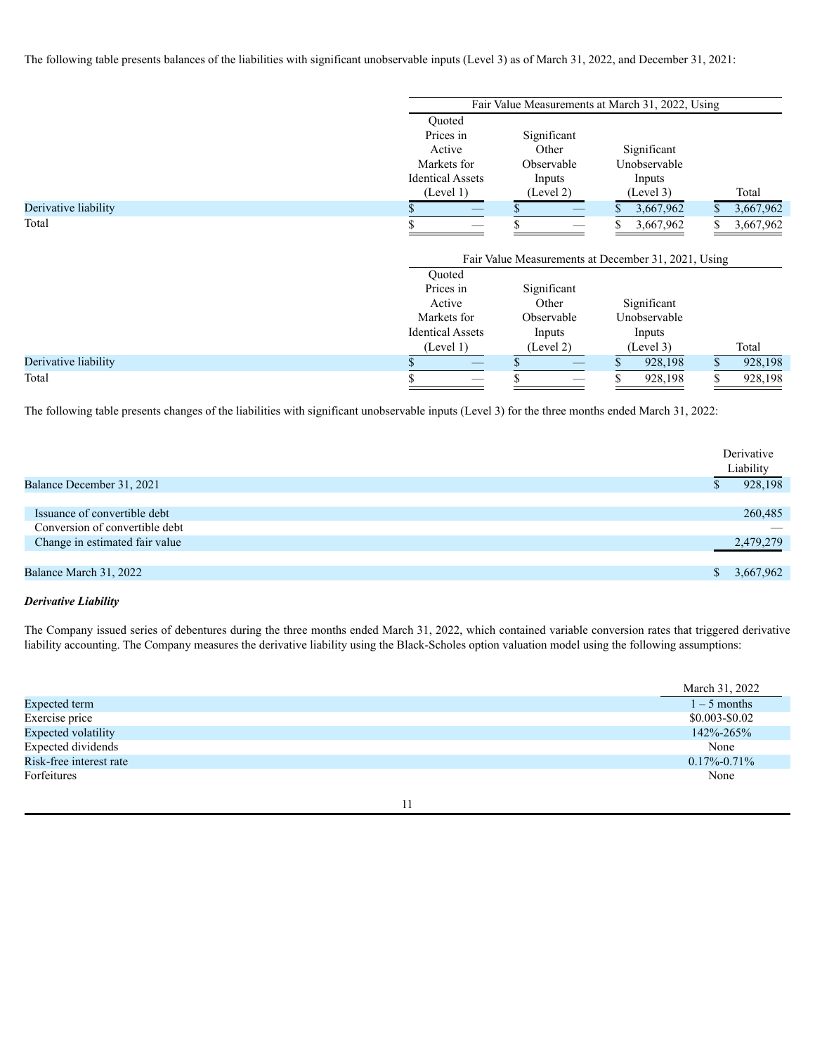The following table presents balances of the liabilities with significant unobservable inputs (Level 3) as of March 31, 2022, and December 31, 2021:

| | Fair Value Measurements at March 31, 2022, Using | | | |
|---|---|---|---|---|
| | Quoted Prices in Active Markets for Identical Assets (Level 1) | Significant Other Observable Inputs (Level 2) | Significant Unobservable Inputs (Level 3) | Total |
| Derivative liability | $ — | $ — | $ 3,667,962 | $ 3,667,962 |
| Total | $ — | $ — | $ 3,667,962 | $ 3,667,962 |

| | Fair Value Measurements at December 31, 2021, Using | | | |
|---|---|---|---|---|
| | Quoted Prices in Active Markets for Identical Assets (Level 1) | Significant Other Observable Inputs (Level 2) | Significant Unobservable Inputs (Level 3) | Total |
| Derivative liability | $ — | $ — | $ 928,198 | $ 928,198 |
| Total | $ — | $ — | $ 928,198 | $ 928,198 |

The following table presents changes of the liabilities with significant unobservable inputs (Level 3) for the three months ended March 31, 2022:

| | Derivative Liability |
|---|---|
| Balance December 31, 2021 | $ 928,198 |
| Issuance of convertible debt | 260,485 |
| Conversion of convertible debt | — |
| Change in estimated fair value | 2,479,279 |
| Balance March 31, 2022 | $ 3,667,962 |

***Derivative Liability***

The Company issued series of debentures during the three months ended March 31, 2022, which contained variable conversion rates that triggered derivative liability accounting. The Company measures the derivative liability using the Black-Scholes option valuation model using the following assumptions:

| | March 31, 2022 |
|---|---|
| Expected term | 1 – 5 months |
| Exercise price | $0.003-$0.02 |
| Expected volatility | 142%-265% |
| Expected dividends | None |
| Risk-free interest rate | 0.17%-0.71% |
| Forfeitures | None |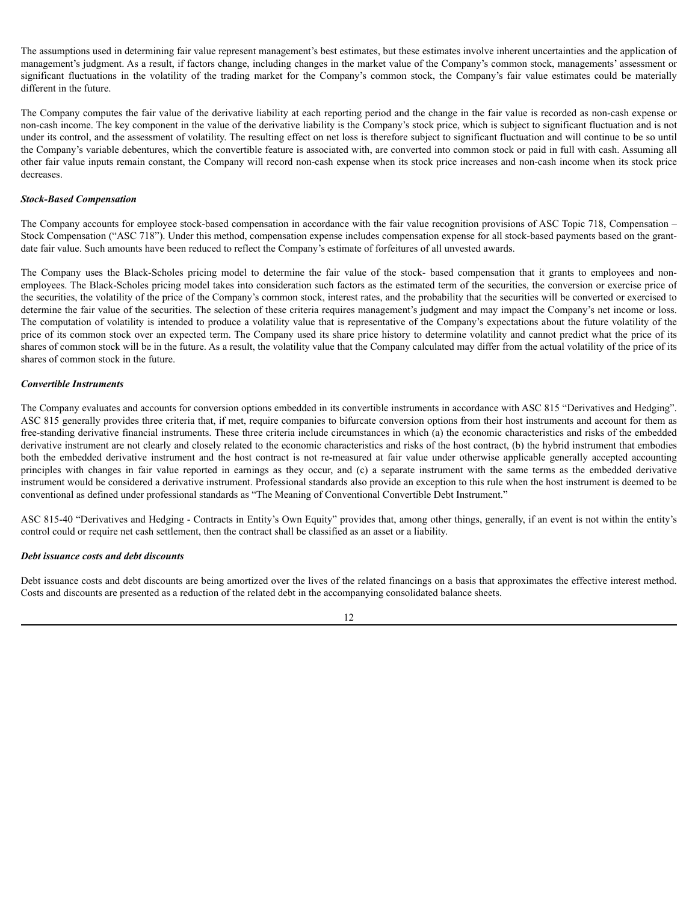The assumptions used in determining fair value represent management's best estimates, but these estimates involve inherent uncertainties and the application of management's judgment. As a result, if factors change, including changes in the market value of the Company's common stock, managements' assessment or significant fluctuations in the volatility of the trading market for the Company's common stock, the Company's fair value estimates could be materially different in the future.

The Company computes the fair value of the derivative liability at each reporting period and the change in the fair value is recorded as non-cash expense or non-cash income. The key component in the value of the derivative liability is the Company's stock price, which is subject to significant fluctuation and is not under its control, and the assessment of volatility. The resulting effect on net loss is therefore subject to significant fluctuation and will continue to be so until the Company's variable debentures, which the convertible feature is associated with, are converted into common stock or paid in full with cash. Assuming all other fair value inputs remain constant, the Company will record non-cash expense when its stock price increases and non-cash income when its stock price decreases.

***Stock-Based Compensation***

The Company accounts for employee stock-based compensation in accordance with the fair value recognition provisions of ASC Topic 718, Compensation – Stock Compensation ("ASC 718"). Under this method, compensation expense includes compensation expense for all stock-based payments based on the grant-date fair value. Such amounts have been reduced to reflect the Company's estimate of forfeitures of all unvested awards.

The Company uses the Black-Scholes pricing model to determine the fair value of the stock- based compensation that it grants to employees and non-employees. The Black-Scholes pricing model takes into consideration such factors as the estimated term of the securities, the conversion or exercise price of the securities, the volatility of the price of the Company's common stock, interest rates, and the probability that the securities will be converted or exercised to determine the fair value of the securities. The selection of these criteria requires management's judgment and may impact the Company's net income or loss. The computation of volatility is intended to produce a volatility value that is representative of the Company's expectations about the future volatility of the price of its common stock over an expected term. The Company used its share price history to determine volatility and cannot predict what the price of its shares of common stock will be in the future. As a result, the volatility value that the Company calculated may differ from the actual volatility of the price of its shares of common stock in the future.

***Convertible Instruments***

The Company evaluates and accounts for conversion options embedded in its convertible instruments in accordance with ASC 815 "Derivatives and Hedging". ASC 815 generally provides three criteria that, if met, require companies to bifurcate conversion options from their host instruments and account for them as free-standing derivative financial instruments. These three criteria include circumstances in which (a) the economic characteristics and risks of the embedded derivative instrument are not clearly and closely related to the economic characteristics and risks of the host contract, (b) the hybrid instrument that embodies both the embedded derivative instrument and the host contract is not re-measured at fair value under otherwise applicable generally accepted accounting principles with changes in fair value reported in earnings as they occur, and (c) a separate instrument with the same terms as the embedded derivative instrument would be considered a derivative instrument. Professional standards also provide an exception to this rule when the host instrument is deemed to be conventional as defined under professional standards as "The Meaning of Conventional Convertible Debt Instrument."

ASC 815-40 "Derivatives and Hedging - Contracts in Entity's Own Equity" provides that, among other things, generally, if an event is not within the entity's control could or require net cash settlement, then the contract shall be classified as an asset or a liability.

***Debt issuance costs and debt discounts***

Debt issuance costs and debt discounts are being amortized over the lives of the related financings on a basis that approximates the effective interest method. Costs and discounts are presented as a reduction of the related debt in the accompanying consolidated balance sheets.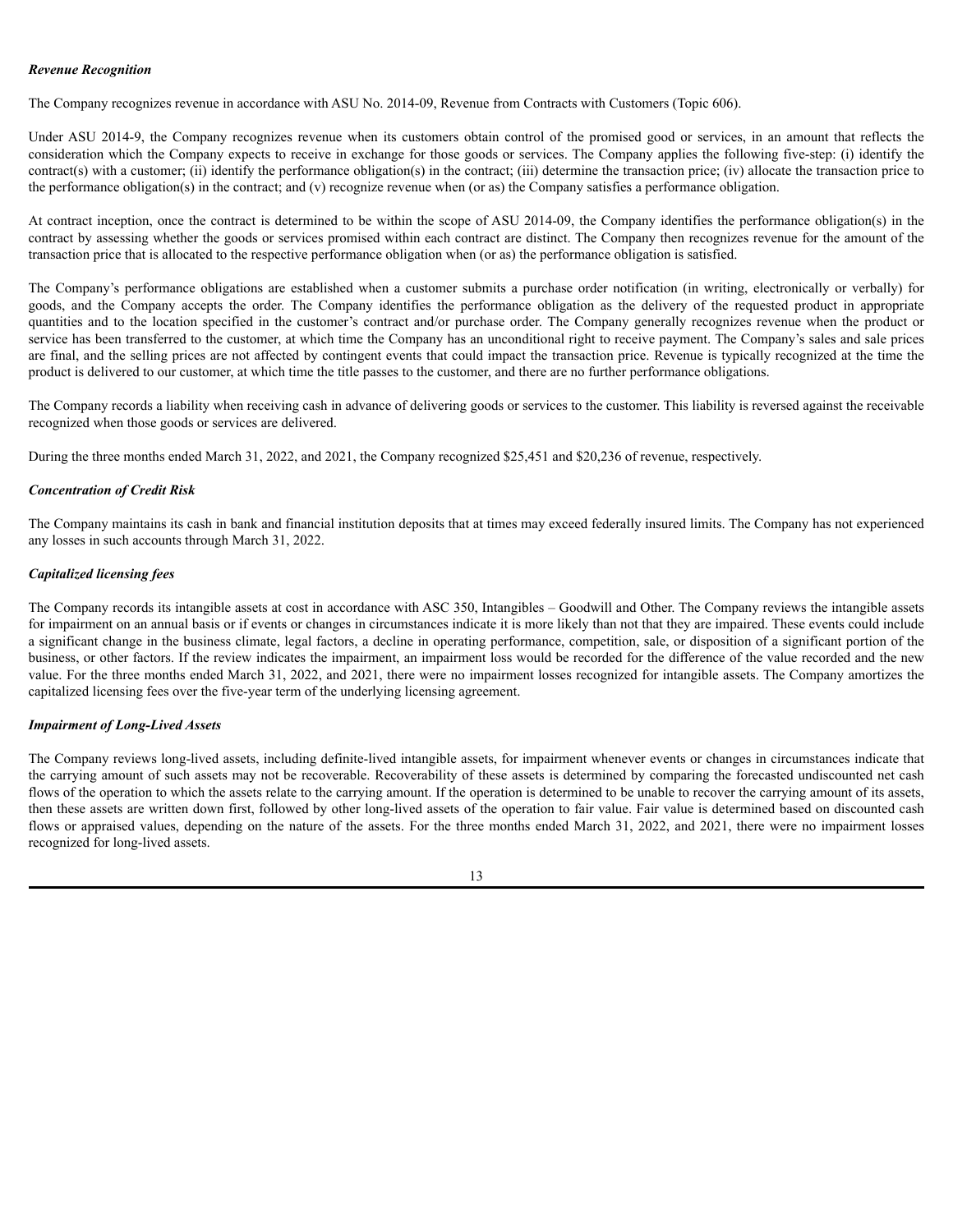***Revenue Recognition***

The Company recognizes revenue in accordance with ASU No. 2014-09, Revenue from Contracts with Customers (Topic 606).

Under ASU 2014-9, the Company recognizes revenue when its customers obtain control of the promised good or services, in an amount that reflects the consideration which the Company expects to receive in exchange for those goods or services. The Company applies the following five-step: (i) identify the contract(s) with a customer; (ii) identify the performance obligation(s) in the contract; (iii) determine the transaction price; (iv) allocate the transaction price to the performance obligation(s) in the contract; and (v) recognize revenue when (or as) the Company satisfies a performance obligation.

At contract inception, once the contract is determined to be within the scope of ASU 2014-09, the Company identifies the performance obligation(s) in the contract by assessing whether the goods or services promised within each contract are distinct. The Company then recognizes revenue for the amount of the transaction price that is allocated to the respective performance obligation when (or as) the performance obligation is satisfied.

The Company's performance obligations are established when a customer submits a purchase order notification (in writing, electronically or verbally) for goods, and the Company accepts the order. The Company identifies the performance obligation as the delivery of the requested product in appropriate quantities and to the location specified in the customer's contract and/or purchase order. The Company generally recognizes revenue when the product or service has been transferred to the customer, at which time the Company has an unconditional right to receive payment. The Company's sales and sale prices are final, and the selling prices are not affected by contingent events that could impact the transaction price. Revenue is typically recognized at the time the product is delivered to our customer, at which time the title passes to the customer, and there are no further performance obligations.

The Company records a liability when receiving cash in advance of delivering goods or services to the customer. This liability is reversed against the receivable recognized when those goods or services are delivered.

During the three months ended March 31, 2022, and 2021, the Company recognized $25,451 and $20,236 of revenue, respectively.

***Concentration of Credit Risk***

The Company maintains its cash in bank and financial institution deposits that at times may exceed federally insured limits. The Company has not experienced any losses in such accounts through March 31, 2022.

***Capitalized licensing fees***

The Company records its intangible assets at cost in accordance with ASC 350, Intangibles – Goodwill and Other. The Company reviews the intangible assets for impairment on an annual basis or if events or changes in circumstances indicate it is more likely than not that they are impaired. These events could include a significant change in the business climate, legal factors, a decline in operating performance, competition, sale, or disposition of a significant portion of the business, or other factors. If the review indicates the impairment, an impairment loss would be recorded for the difference of the value recorded and the new value. For the three months ended March 31, 2022, and 2021, there were no impairment losses recognized for intangible assets. The Company amortizes the capitalized licensing fees over the five-year term of the underlying licensing agreement.

***Impairment of Long-Lived Assets***

The Company reviews long-lived assets, including definite-lived intangible assets, for impairment whenever events or changes in circumstances indicate that the carrying amount of such assets may not be recoverable. Recoverability of these assets is determined by comparing the forecasted undiscounted net cash flows of the operation to which the assets relate to the carrying amount. If the operation is determined to be unable to recover the carrying amount of its assets, then these assets are written down first, followed by other long-lived assets of the operation to fair value. Fair value is determined based on discounted cash flows or appraised values, depending on the nature of the assets. For the three months ended March 31, 2022, and 2021, there were no impairment losses recognized for long-lived assets.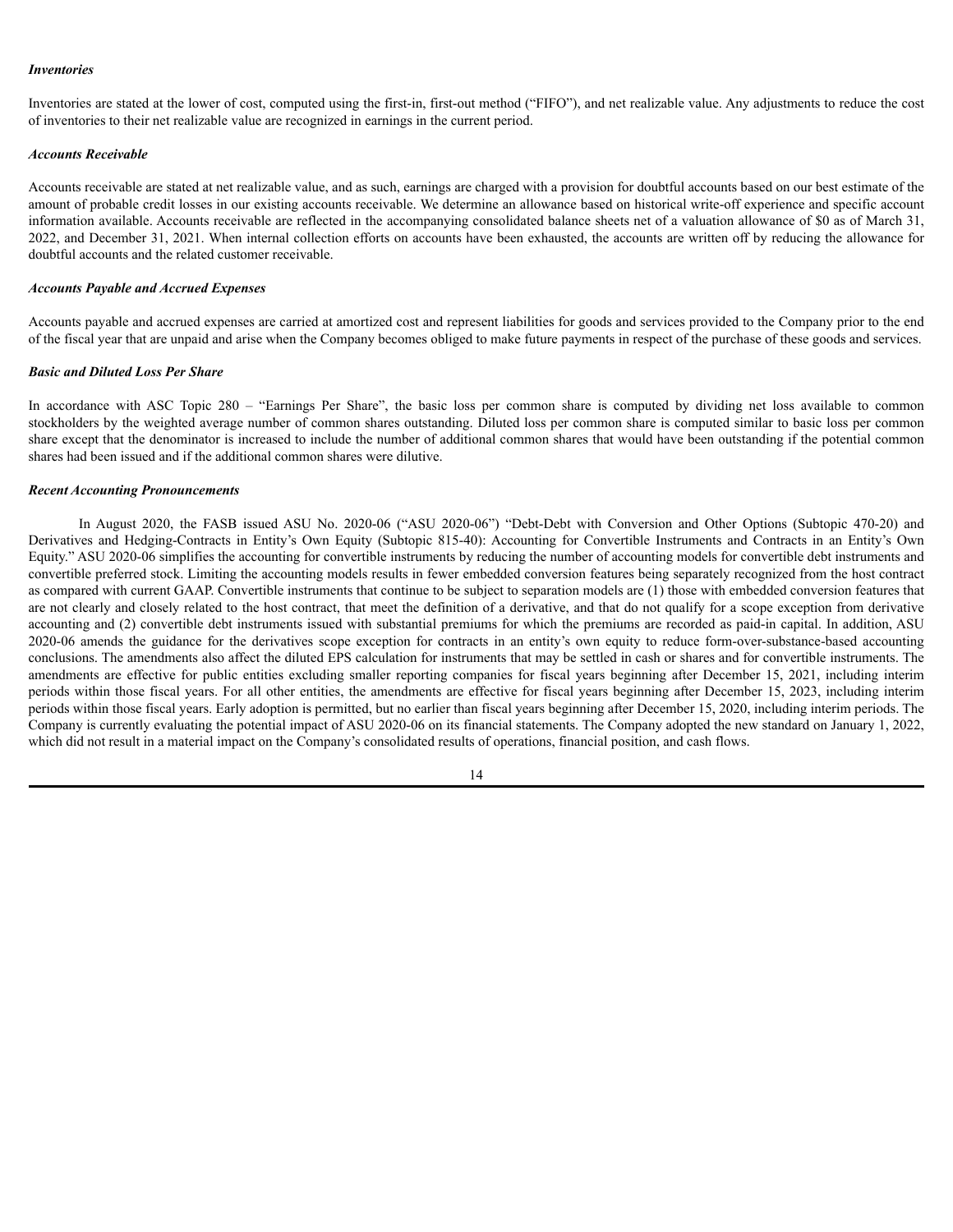*Inventories*

Inventories are stated at the lower of cost, computed using the first-in, first-out method ("FIFO"), and net realizable value. Any adjustments to reduce the cost of inventories to their net realizable value are recognized in earnings in the current period.

*Accounts Receivable*

Accounts receivable are stated at net realizable value, and as such, earnings are charged with a provision for doubtful accounts based on our best estimate of the amount of probable credit losses in our existing accounts receivable. We determine an allowance based on historical write-off experience and specific account information available. Accounts receivable are reflected in the accompanying consolidated balance sheets net of a valuation allowance of $0 as of March 31, 2022, and December 31, 2021. When internal collection efforts on accounts have been exhausted, the accounts are written off by reducing the allowance for doubtful accounts and the related customer receivable.

*Accounts Payable and Accrued Expenses*

Accounts payable and accrued expenses are carried at amortized cost and represent liabilities for goods and services provided to the Company prior to the end of the fiscal year that are unpaid and arise when the Company becomes obliged to make future payments in respect of the purchase of these goods and services.

*Basic and Diluted Loss Per Share*

In accordance with ASC Topic 280 – "Earnings Per Share", the basic loss per common share is computed by dividing net loss available to common stockholders by the weighted average number of common shares outstanding. Diluted loss per common share is computed similar to basic loss per common share except that the denominator is increased to include the number of additional common shares that would have been outstanding if the potential common shares had been issued and if the additional common shares were dilutive.

*Recent Accounting Pronouncements*

In August 2020, the FASB issued ASU No. 2020-06 ("ASU 2020-06") "Debt-Debt with Conversion and Other Options (Subtopic 470-20) and Derivatives and Hedging-Contracts in Entity's Own Equity (Subtopic 815-40): Accounting for Convertible Instruments and Contracts in an Entity's Own Equity." ASU 2020-06 simplifies the accounting for convertible instruments by reducing the number of accounting models for convertible debt instruments and convertible preferred stock. Limiting the accounting models results in fewer embedded conversion features being separately recognized from the host contract as compared with current GAAP. Convertible instruments that continue to be subject to separation models are (1) those with embedded conversion features that are not clearly and closely related to the host contract, that meet the definition of a derivative, and that do not qualify for a scope exception from derivative accounting and (2) convertible debt instruments issued with substantial premiums for which the premiums are recorded as paid-in capital. In addition, ASU 2020-06 amends the guidance for the derivatives scope exception for contracts in an entity's own equity to reduce form-over-substance-based accounting conclusions. The amendments also affect the diluted EPS calculation for instruments that may be settled in cash or shares and for convertible instruments. The amendments are effective for public entities excluding smaller reporting companies for fiscal years beginning after December 15, 2021, including interim periods within those fiscal years. For all other entities, the amendments are effective for fiscal years beginning after December 15, 2023, including interim periods within those fiscal years. Early adoption is permitted, but no earlier than fiscal years beginning after December 15, 2020, including interim periods. The Company is currently evaluating the potential impact of ASU 2020-06 on its financial statements. The Company adopted the new standard on January 1, 2022, which did not result in a material impact on the Company's consolidated results of operations, financial position, and cash flows.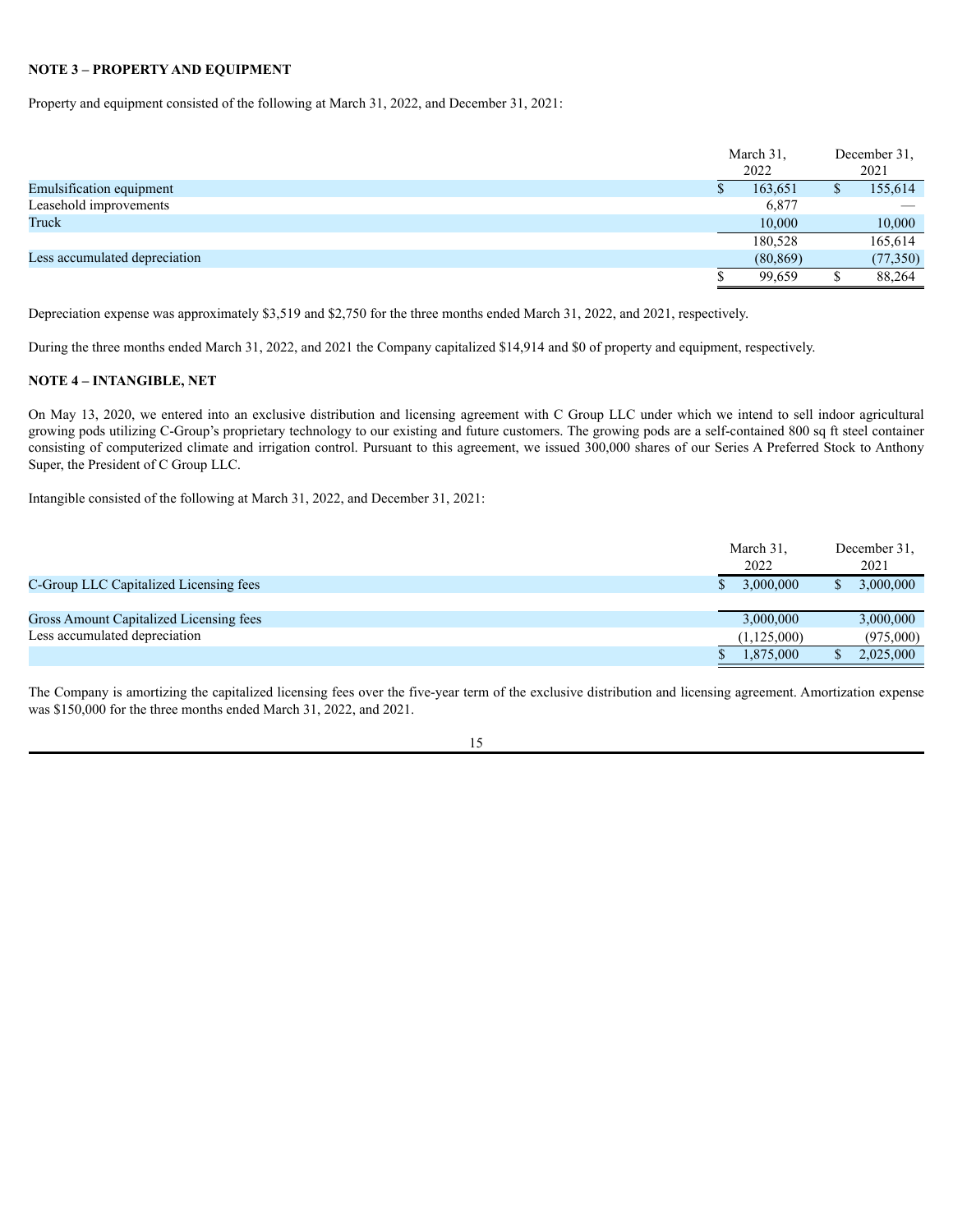**NOTE 3 – PROPERTY AND EQUIPMENT**

Property and equipment consisted of the following at March 31, 2022, and December 31, 2021:

| | March 31, 2022 | December 31, 2021 |
|---|---|---|
| Emulsification equipment | $ 163,651 | $ 155,614 |
| Leasehold improvements | 6,877 | — |
| Truck | 10,000 | 10,000 |
| | 180,528 | 165,614 |
| Less accumulated depreciation | (80,869) | (77,350) |
| | $ 99,659 | $ 88,264 |

Depreciation expense was approximately $3,519 and $2,750 for the three months ended March 31, 2022, and 2021, respectively.

During the three months ended March 31, 2022, and 2021 the Company capitalized $14,914 and $0 of property and equipment, respectively.

**NOTE 4 – INTANGIBLE, NET**

On May 13, 2020, we entered into an exclusive distribution and licensing agreement with C Group LLC under which we intend to sell indoor agricultural growing pods utilizing C-Group's proprietary technology to our existing and future customers. The growing pods are a self-contained 800 sq ft steel container consisting of computerized climate and irrigation control. Pursuant to this agreement, we issued 300,000 shares of our Series A Preferred Stock to Anthony Super, the President of C Group LLC.

Intangible consisted of the following at March 31, 2022, and December 31, 2021:

| | March 31, 2022 | December 31, 2021 |
|---|---|---|
| C-Group LLC Capitalized Licensing fees | $ 3,000,000 | $ 3,000,000 |
| | | |
| Gross Amount Capitalized Licensing fees | 3,000,000 | 3,000,000 |
| Less accumulated depreciation | (1,125,000) | (975,000) |
| | $ 1,875,000 | $ 2,025,000 |

The Company is amortizing the capitalized licensing fees over the five-year term of the exclusive distribution and licensing agreement. Amortization expense was $150,000 for the three months ended March 31, 2022, and 2021.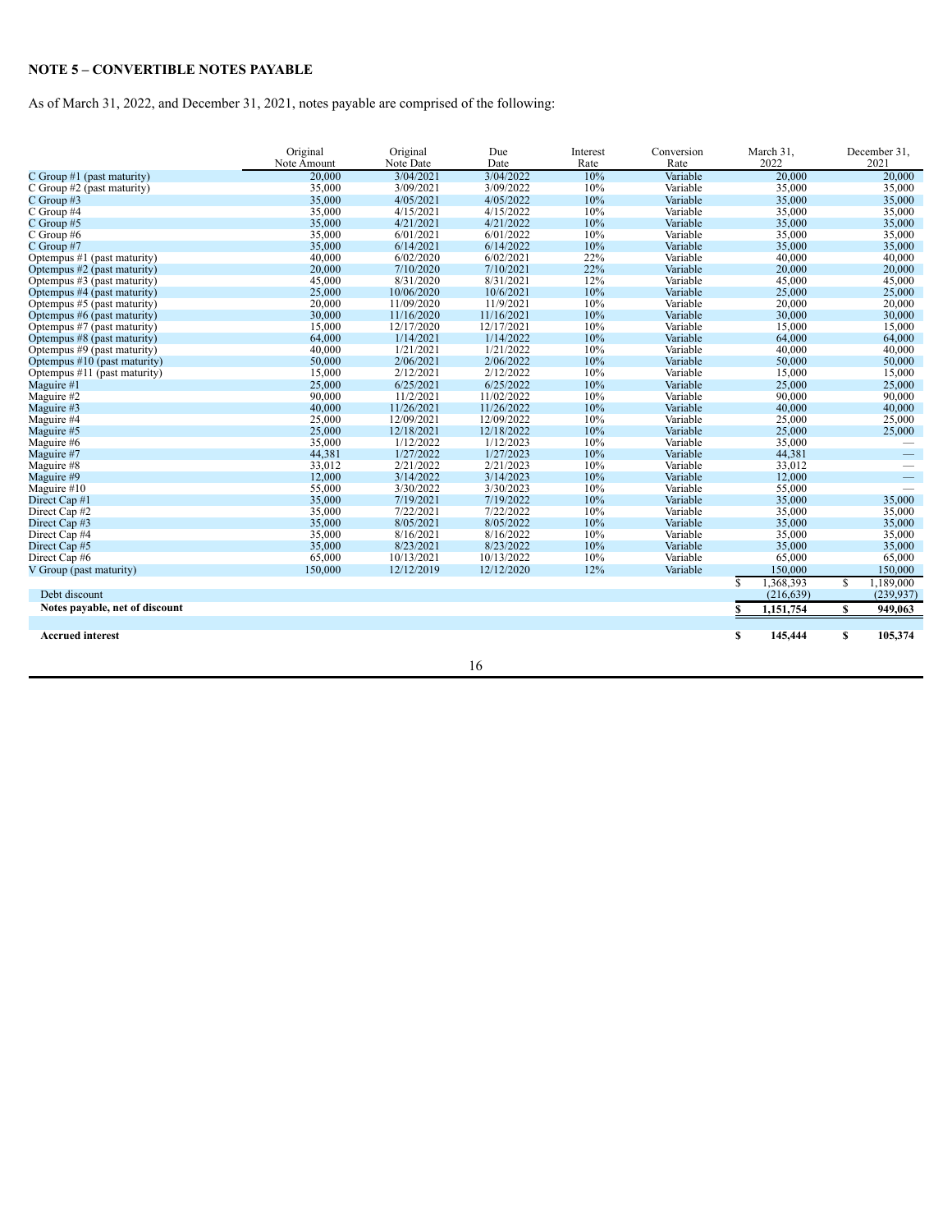**NOTE 5 – CONVERTIBLE NOTES PAYABLE**

As of March 31, 2022, and December 31, 2021, notes payable are comprised of the following:

| | Original Note Amount | Original Note Date | Due Date | Interest Rate | Conversion Rate | March 31, 2022 | December 31, 2021 |
|---|---|---|---|---|---|---|---|
| C Group #1 (past maturity) | 20,000 | 3/04/2021 | 3/04/2022 | 10% | Variable | 20,000 | 20,000 |
| C Group #2 (past maturity) | 35,000 | 3/09/2021 | 3/09/2022 | 10% | Variable | 35,000 | 35,000 |
| C Group #3 | 35,000 | 4/05/2021 | 4/05/2022 | 10% | Variable | 35,000 | 35,000 |
| C Group #4 | 35,000 | 4/15/2021 | 4/15/2022 | 10% | Variable | 35,000 | 35,000 |
| C Group #5 | 35,000 | 4/21/2021 | 4/21/2022 | 10% | Variable | 35,000 | 35,000 |
| C Group #6 | 35,000 | 6/01/2021 | 6/01/2022 | 10% | Variable | 35,000 | 35,000 |
| C Group #7 | 35,000 | 6/14/2021 | 6/14/2022 | 10% | Variable | 35,000 | 35,000 |
| Optempus #1 (past maturity) | 40,000 | 6/02/2020 | 6/02/2021 | 22% | Variable | 40,000 | 40,000 |
| Optempus #2 (past maturity) | 20,000 | 7/10/2020 | 7/10/2021 | 22% | Variable | 20,000 | 20,000 |
| Optempus #3 (past maturity) | 45,000 | 8/31/2020 | 8/31/2021 | 12% | Variable | 45,000 | 45,000 |
| Optempus #4 (past maturity) | 25,000 | 10/06/2020 | 10/6/2021 | 10% | Variable | 25,000 | 25,000 |
| Optempus #5 (past maturity) | 20,000 | 11/09/2020 | 11/9/2021 | 10% | Variable | 20,000 | 20,000 |
| Optempus #6 (past maturity) | 30,000 | 11/16/2020 | 11/16/2021 | 10% | Variable | 30,000 | 30,000 |
| Optempus #7 (past maturity) | 15,000 | 12/17/2020 | 12/17/2021 | 10% | Variable | 15,000 | 15,000 |
| Optempus #8 (past maturity) | 64,000 | 1/14/2021 | 1/14/2022 | 10% | Variable | 64,000 | 64,000 |
| Optempus #9 (past maturity) | 40,000 | 1/21/2021 | 1/21/2022 | 10% | Variable | 40,000 | 40,000 |
| Optempus #10 (past maturity) | 50,000 | 2/06/2021 | 2/06/2022 | 10% | Variable | 50,000 | 50,000 |
| Optempus #11 (past maturity) | 15,000 | 2/12/2021 | 2/12/2022 | 10% | Variable | 15,000 | 15,000 |
| Maguire #1 | 25,000 | 6/25/2021 | 6/25/2022 | 10% | Variable | 25,000 | 25,000 |
| Maguire #2 | 90,000 | 11/2/2021 | 11/02/2022 | 10% | Variable | 90,000 | 90,000 |
| Maguire #3 | 40,000 | 11/26/2021 | 11/26/2022 | 10% | Variable | 40,000 | 40,000 |
| Maguire #4 | 25,000 | 12/09/2021 | 12/09/2022 | 10% | Variable | 25,000 | 25,000 |
| Maguire #5 | 25,000 | 12/18/2021 | 12/18/2022 | 10% | Variable | 25,000 | 25,000 |
| Maguire #6 | 35,000 | 1/12/2022 | 1/12/2023 | 10% | Variable | 35,000 | — |
| Maguire #7 | 44,381 | 1/27/2022 | 1/27/2023 | 10% | Variable | 44,381 | — |
| Maguire #8 | 33,012 | 2/21/2022 | 2/21/2023 | 10% | Variable | 33,012 | — |
| Maguire #9 | 12,000 | 3/14/2022 | 3/14/2023 | 10% | Variable | 12,000 | — |
| Maguire #10 | 55,000 | 3/30/2022 | 3/30/2023 | 10% | Variable | 55,000 | — |
| Direct Cap #1 | 35,000 | 7/19/2021 | 7/19/2022 | 10% | Variable | 35,000 | 35,000 |
| Direct Cap #2 | 35,000 | 7/22/2021 | 7/22/2022 | 10% | Variable | 35,000 | 35,000 |
| Direct Cap #3 | 35,000 | 8/05/2021 | 8/05/2022 | 10% | Variable | 35,000 | 35,000 |
| Direct Cap #4 | 35,000 | 8/16/2021 | 8/16/2022 | 10% | Variable | 35,000 | 35,000 |
| Direct Cap #5 | 35,000 | 8/23/2021 | 8/23/2022 | 10% | Variable | 35,000 | 35,000 |
| Direct Cap #6 | 65,000 | 10/13/2021 | 10/13/2022 | 10% | Variable | 65,000 | 65,000 |
| V Group (past maturity) | 150,000 | 12/12/2019 | 12/12/2020 | 12% | Variable | 150,000 | 150,000 |
| | | | | | | $ 1,368,393 | $ 1,189,000 |
| Debt discount | | | | | | (216,639) | (239,937) |
| **Notes payable, net of discount** | | | | | | **$ 1,151,754** | **$ 949,063** |
| | | | | | | | |
| **Accrued interest** | | | | | | **$ 145,444** | **$ 105,374** |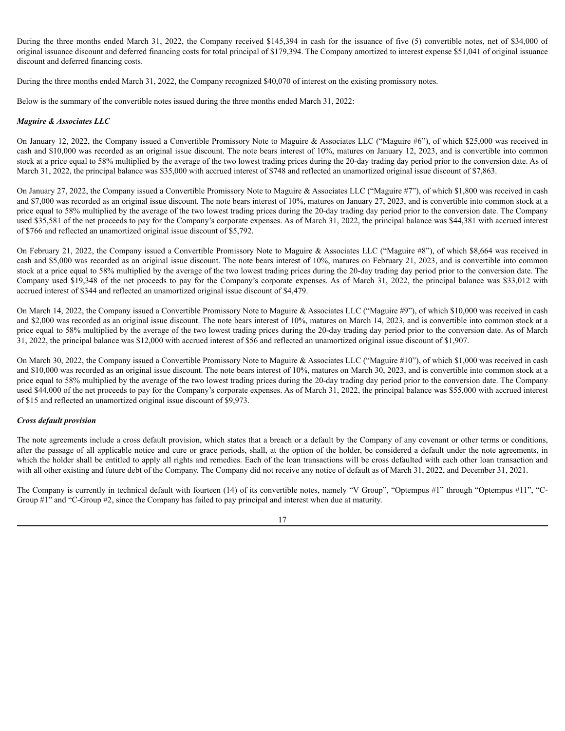During the three months ended March 31, 2022, the Company received $145,394 in cash for the issuance of five (5) convertible notes, net of $34,000 of original issuance discount and deferred financing costs for total principal of $179,394. The Company amortized to interest expense $51,041 of original issuance discount and deferred financing costs.

During the three months ended March 31, 2022, the Company recognized $40,070 of interest on the existing promissory notes.

Below is the summary of the convertible notes issued during the three months ended March 31, 2022:

***Maguire & Associates LLC***

On January 12, 2022, the Company issued a Convertible Promissory Note to Maguire & Associates LLC ("Maguire #6"), of which $25,000 was received in cash and $10,000 was recorded as an original issue discount. The note bears interest of 10%, matures on January 12, 2023, and is convertible into common stock at a price equal to 58% multiplied by the average of the two lowest trading prices during the 20-day trading day period prior to the conversion date. As of March 31, 2022, the principal balance was $35,000 with accrued interest of $748 and reflected an unamortized original issue discount of $7,863.

On January 27, 2022, the Company issued a Convertible Promissory Note to Maguire & Associates LLC ("Maguire #7"), of which $1,800 was received in cash and $7,000 was recorded as an original issue discount. The note bears interest of 10%, matures on January 27, 2023, and is convertible into common stock at a price equal to 58% multiplied by the average of the two lowest trading prices during the 20-day trading day period prior to the conversion date. The Company used $35,581 of the net proceeds to pay for the Company's corporate expenses. As of March 31, 2022, the principal balance was $44,381 with accrued interest of $766 and reflected an unamortized original issue discount of $5,792.

On February 21, 2022, the Company issued a Convertible Promissory Note to Maguire & Associates LLC ("Maguire #8"), of which $8,664 was received in cash and $5,000 was recorded as an original issue discount. The note bears interest of 10%, matures on February 21, 2023, and is convertible into common stock at a price equal to 58% multiplied by the average of the two lowest trading prices during the 20-day trading day period prior to the conversion date. The Company used $19,348 of the net proceeds to pay for the Company's corporate expenses. As of March 31, 2022, the principal balance was $33,012 with accrued interest of $344 and reflected an unamortized original issue discount of $4,479.

On March 14, 2022, the Company issued a Convertible Promissory Note to Maguire & Associates LLC ("Maguire #9"), of which $10,000 was received in cash and $2,000 was recorded as an original issue discount. The note bears interest of 10%, matures on March 14, 2023, and is convertible into common stock at a price equal to 58% multiplied by the average of the two lowest trading prices during the 20-day trading day period prior to the conversion date. As of March 31, 2022, the principal balance was $12,000 with accrued interest of $56 and reflected an unamortized original issue discount of $1,907.

On March 30, 2022, the Company issued a Convertible Promissory Note to Maguire & Associates LLC ("Maguire #10"), of which $1,000 was received in cash and $10,000 was recorded as an original issue discount. The note bears interest of 10%, matures on March 30, 2023, and is convertible into common stock at a price equal to 58% multiplied by the average of the two lowest trading prices during the 20-day trading day period prior to the conversion date. The Company used $44,000 of the net proceeds to pay for the Company's corporate expenses. As of March 31, 2022, the principal balance was $55,000 with accrued interest of $15 and reflected an unamortized original issue discount of $9,973.

***Cross default provision***

The note agreements include a cross default provision, which states that a breach or a default by the Company of any covenant or other terms or conditions, after the passage of all applicable notice and cure or grace periods, shall, at the option of the holder, be considered a default under the note agreements, in which the holder shall be entitled to apply all rights and remedies. Each of the loan transactions will be cross defaulted with each other loan transaction and with all other existing and future debt of the Company. The Company did not receive any notice of default as of March 31, 2022, and December 31, 2021.

The Company is currently in technical default with fourteen (14) of its convertible notes, namely "V Group", "Optempus #1" through "Optempus #11", "C-Group #1" and "C-Group #2, since the Company has failed to pay principal and interest when due at maturity.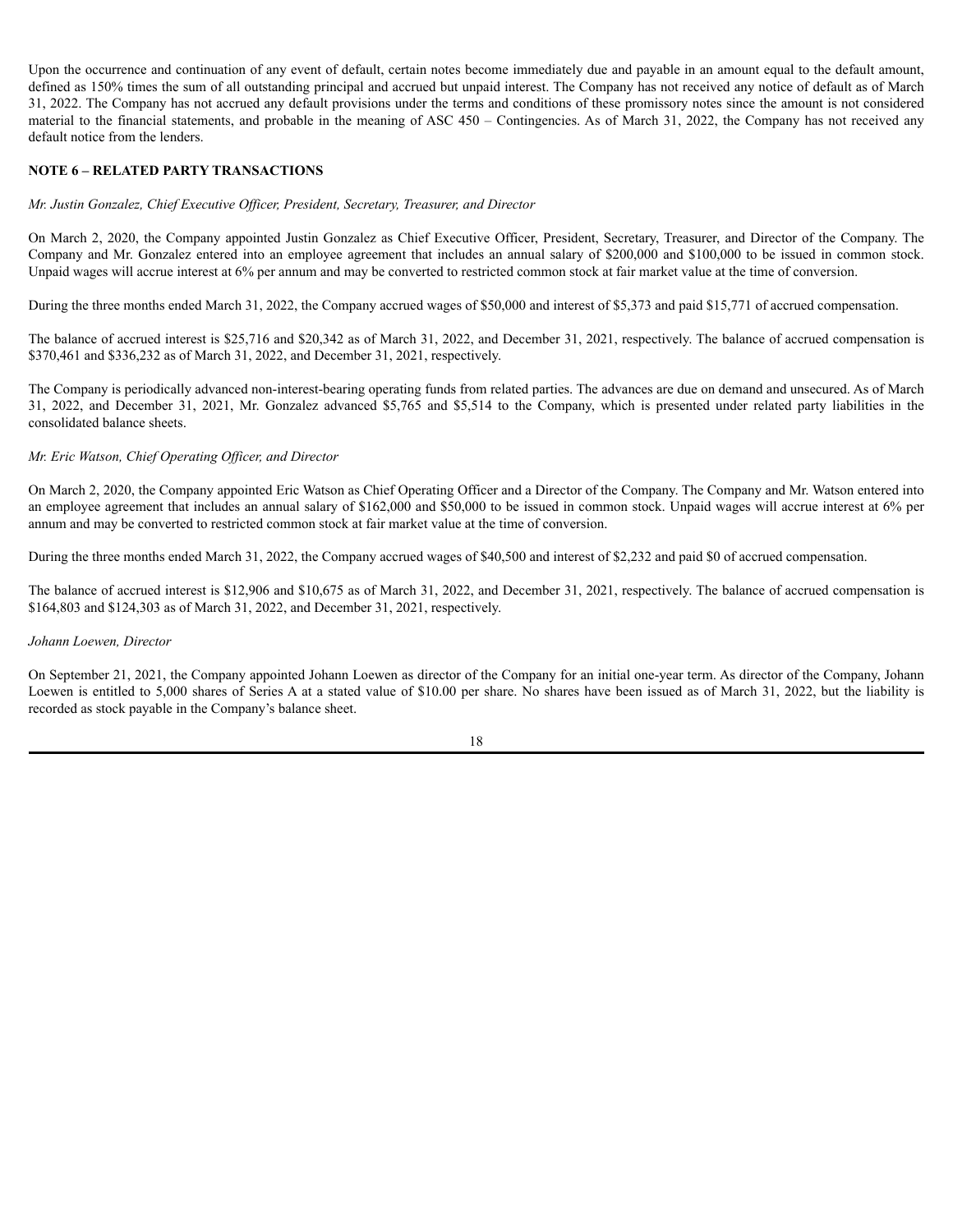Upon the occurrence and continuation of any event of default, certain notes become immediately due and payable in an amount equal to the default amount, defined as 150% times the sum of all outstanding principal and accrued but unpaid interest. The Company has not received any notice of default as of March 31, 2022. The Company has not accrued any default provisions under the terms and conditions of these promissory notes since the amount is not considered material to the financial statements, and probable in the meaning of ASC 450 – Contingencies. As of March 31, 2022, the Company has not received any default notice from the lenders.

## NOTE 6 – RELATED PARTY TRANSACTIONS

*Mr. Justin Gonzalez, Chief Executive Officer, President, Secretary, Treasurer, and Director*

On March 2, 2020, the Company appointed Justin Gonzalez as Chief Executive Officer, President, Secretary, Treasurer, and Director of the Company. The Company and Mr. Gonzalez entered into an employee agreement that includes an annual salary of $200,000 and $100,000 to be issued in common stock. Unpaid wages will accrue interest at 6% per annum and may be converted to restricted common stock at fair market value at the time of conversion.

During the three months ended March 31, 2022, the Company accrued wages of $50,000 and interest of $5,373 and paid $15,771 of accrued compensation.

The balance of accrued interest is $25,716 and $20,342 as of March 31, 2022, and December 31, 2021, respectively. The balance of accrued compensation is $370,461 and $336,232 as of March 31, 2022, and December 31, 2021, respectively.

The Company is periodically advanced non-interest-bearing operating funds from related parties. The advances are due on demand and unsecured. As of March 31, 2022, and December 31, 2021, Mr. Gonzalez advanced $5,765 and $5,514 to the Company, which is presented under related party liabilities in the consolidated balance sheets.

*Mr. Eric Watson, Chief Operating Officer, and Director*

On March 2, 2020, the Company appointed Eric Watson as Chief Operating Officer and a Director of the Company. The Company and Mr. Watson entered into an employee agreement that includes an annual salary of $162,000 and $50,000 to be issued in common stock. Unpaid wages will accrue interest at 6% per annum and may be converted to restricted common stock at fair market value at the time of conversion.

During the three months ended March 31, 2022, the Company accrued wages of $40,500 and interest of $2,232 and paid $0 of accrued compensation.

The balance of accrued interest is $12,906 and $10,675 as of March 31, 2022, and December 31, 2021, respectively. The balance of accrued compensation is $164,803 and $124,303 as of March 31, 2022, and December 31, 2021, respectively.

*Johann Loewen, Director*

On September 21, 2021, the Company appointed Johann Loewen as director of the Company for an initial one-year term. As director of the Company, Johann Loewen is entitled to 5,000 shares of Series A at a stated value of $10.00 per share. No shares have been issued as of March 31, 2022, but the liability is recorded as stock payable in the Company's balance sheet.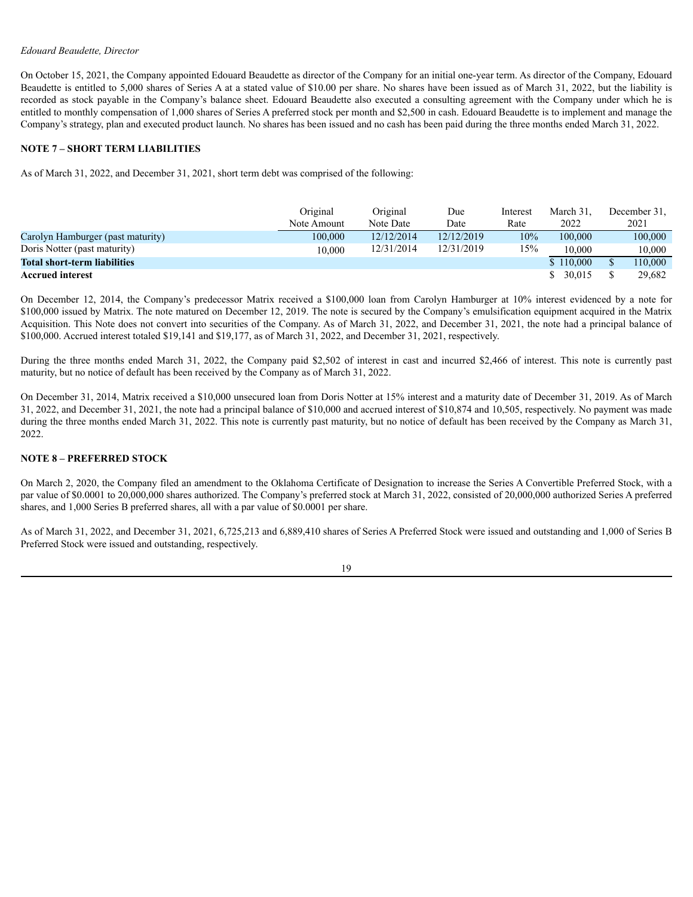*Edouard Beaudette, Director*

On October 15, 2021, the Company appointed Edouard Beaudette as director of the Company for an initial one-year term. As director of the Company, Edouard Beaudette is entitled to 5,000 shares of Series A at a stated value of $10.00 per share. No shares have been issued as of March 31, 2022, but the liability is recorded as stock payable in the Company's balance sheet. Edouard Beaudette also executed a consulting agreement with the Company under which he is entitled to monthly compensation of 1,000 shares of Series A preferred stock per month and $2,500 in cash. Edouard Beaudette is to implement and manage the Company's strategy, plan and executed product launch. No shares has been issued and no cash has been paid during the three months ended March 31, 2022.

## NOTE 7 – SHORT TERM LIABILITIES

As of March 31, 2022, and December 31, 2021, short term debt was comprised of the following:

| | Original Note Amount | Original Note Date | Due Date | Interest Rate | March 31, 2022 | December 31, 2021 |
|---|---|---|---|---|---|---|
| Carolyn Hamburger (past maturity) | 100,000 | 12/12/2014 | 12/12/2019 | 10% | 100,000 | 100,000 |
| Doris Notter (past maturity) | 10,000 | 12/31/2014 | 12/31/2019 | 15% | 10,000 | 10,000 |
| **Total short-term liabilities** | | | | | $ 110,000 | $ 110,000 |
| **Accrued interest** | | | | | $ 30,015 | $ 29,682 |

On December 12, 2014, the Company's predecessor Matrix received a $100,000 loan from Carolyn Hamburger at 10% interest evidenced by a note for $100,000 issued by Matrix. The note matured on December 12, 2019. The note is secured by the Company's emulsification equipment acquired in the Matrix Acquisition. This Note does not convert into securities of the Company. As of March 31, 2022, and December 31, 2021, the note had a principal balance of $100,000. Accrued interest totaled $19,141 and $19,177, as of March 31, 2022, and December 31, 2021, respectively.

During the three months ended March 31, 2022, the Company paid $2,502 of interest in cast and incurred $2,466 of interest. This note is currently past maturity, but no notice of default has been received by the Company as of March 31, 2022.

On December 31, 2014, Matrix received a $10,000 unsecured loan from Doris Notter at 15% interest and a maturity date of December 31, 2019. As of March 31, 2022, and December 31, 2021, the note had a principal balance of $10,000 and accrued interest of $10,874 and 10,505, respectively. No payment was made during the three months ended March 31, 2022. This note is currently past maturity, but no notice of default has been received by the Company as March 31, 2022.

## NOTE 8 – PREFERRED STOCK

On March 2, 2020, the Company filed an amendment to the Oklahoma Certificate of Designation to increase the Series A Convertible Preferred Stock, with a par value of $0.0001 to 20,000,000 shares authorized. The Company's preferred stock at March 31, 2022, consisted of 20,000,000 authorized Series A preferred shares, and 1,000 Series B preferred shares, all with a par value of $0.0001 per share.

As of March 31, 2022, and December 31, 2021, 6,725,213 and 6,889,410 shares of Series A Preferred Stock were issued and outstanding and 1,000 of Series B Preferred Stock were issued and outstanding, respectively.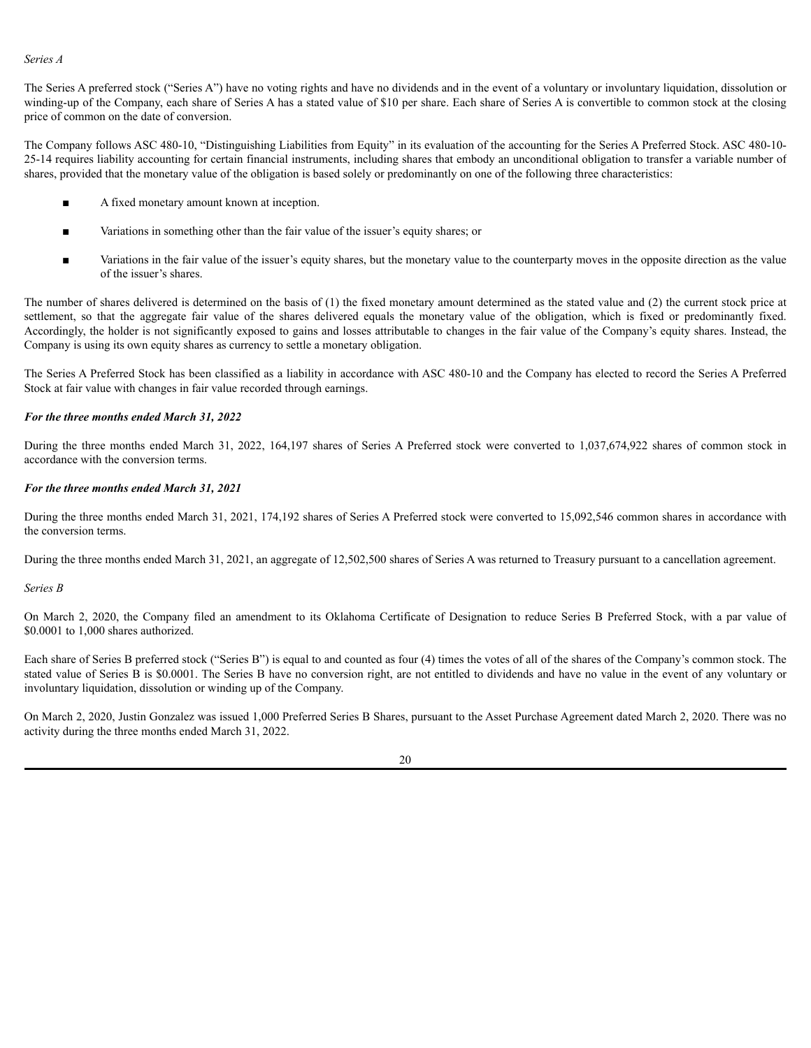*Series A*

The Series A preferred stock ("Series A") have no voting rights and have no dividends and in the event of a voluntary or involuntary liquidation, dissolution or winding-up of the Company, each share of Series A has a stated value of $10 per share. Each share of Series A is convertible to common stock at the closing price of common on the date of conversion.

The Company follows ASC 480-10, "Distinguishing Liabilities from Equity" in its evaluation of the accounting for the Series A Preferred Stock. ASC 480-10-25-14 requires liability accounting for certain financial instruments, including shares that embody an unconditional obligation to transfer a variable number of shares, provided that the monetary value of the obligation is based solely or predominantly on one of the following three characteristics:

- A fixed monetary amount known at inception.
- Variations in something other than the fair value of the issuer's equity shares; or
- Variations in the fair value of the issuer's equity shares, but the monetary value to the counterparty moves in the opposite direction as the value of the issuer's shares.

The number of shares delivered is determined on the basis of (1) the fixed monetary amount determined as the stated value and (2) the current stock price at settlement, so that the aggregate fair value of the shares delivered equals the monetary value of the obligation, which is fixed or predominantly fixed. Accordingly, the holder is not significantly exposed to gains and losses attributable to changes in the fair value of the Company's equity shares. Instead, the Company is using its own equity shares as currency to settle a monetary obligation.

The Series A Preferred Stock has been classified as a liability in accordance with ASC 480-10 and the Company has elected to record the Series A Preferred Stock at fair value with changes in fair value recorded through earnings.

***For the three months ended March 31, 2022***

During the three months ended March 31, 2022, 164,197 shares of Series A Preferred stock were converted to 1,037,674,922 shares of common stock in accordance with the conversion terms.

***For the three months ended March 31, 2021***

During the three months ended March 31, 2021, 174,192 shares of Series A Preferred stock were converted to 15,092,546 common shares in accordance with the conversion terms.

During the three months ended March 31, 2021, an aggregate of 12,502,500 shares of Series A was returned to Treasury pursuant to a cancellation agreement.

*Series B*

On March 2, 2020, the Company filed an amendment to its Oklahoma Certificate of Designation to reduce Series B Preferred Stock, with a par value of $0.0001 to 1,000 shares authorized.

Each share of Series B preferred stock ("Series B") is equal to and counted as four (4) times the votes of all of the shares of the Company's common stock. The stated value of Series B is $0.0001. The Series B have no conversion right, are not entitled to dividends and have no value in the event of any voluntary or involuntary liquidation, dissolution or winding up of the Company.

On March 2, 2020, Justin Gonzalez was issued 1,000 Preferred Series B Shares, pursuant to the Asset Purchase Agreement dated March 2, 2020. There was no activity during the three months ended March 31, 2022.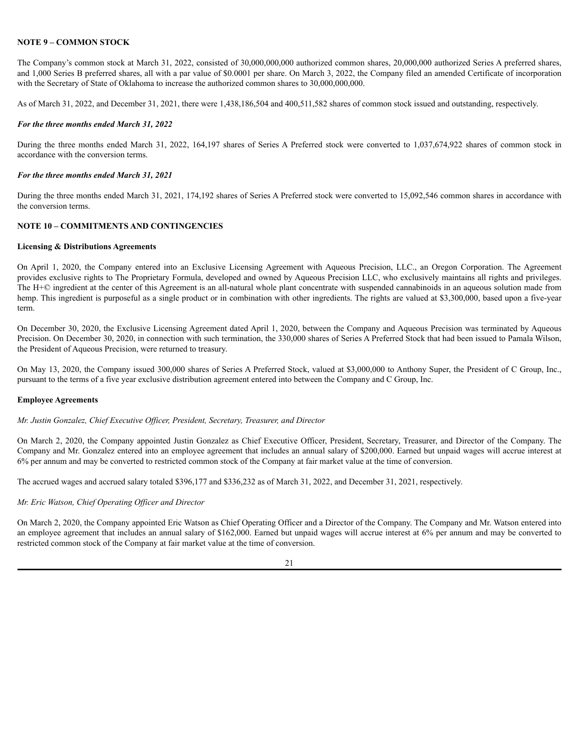## NOTE 9 – COMMON STOCK

The Company's common stock at March 31, 2022, consisted of 30,000,000,000 authorized common shares, 20,000,000 authorized Series A preferred shares, and 1,000 Series B preferred shares, all with a par value of $0.0001 per share. On March 3, 2022, the Company filed an amended Certificate of incorporation with the Secretary of State of Oklahoma to increase the authorized common shares to 30,000,000,000.

As of March 31, 2022, and December 31, 2021, there were 1,438,186,504 and 400,511,582 shares of common stock issued and outstanding, respectively.

***For the three months ended March 31, 2022***

During the three months ended March 31, 2022, 164,197 shares of Series A Preferred stock were converted to 1,037,674,922 shares of common stock in accordance with the conversion terms.

***For the three months ended March 31, 2021***

During the three months ended March 31, 2021, 174,192 shares of Series A Preferred stock were converted to 15,092,546 common shares in accordance with the conversion terms.

## NOTE 10 – COMMITMENTS AND CONTINGENCIES

**Licensing & Distributions Agreements**

On April 1, 2020, the Company entered into an Exclusive Licensing Agreement with Aqueous Precision, LLC., an Oregon Corporation. The Agreement provides exclusive rights to The Proprietary Formula, developed and owned by Aqueous Precision LLC, who exclusively maintains all rights and privileges. The H+© ingredient at the center of this Agreement is an all-natural whole plant concentrate with suspended cannabinoids in an aqueous solution made from hemp. This ingredient is purposeful as a single product or in combination with other ingredients. The rights are valued at $3,300,000, based upon a five-year term.

On December 30, 2020, the Exclusive Licensing Agreement dated April 1, 2020, between the Company and Aqueous Precision was terminated by Aqueous Precision. On December 30, 2020, in connection with such termination, the 330,000 shares of Series A Preferred Stock that had been issued to Pamala Wilson, the President of Aqueous Precision, were returned to treasury.

On May 13, 2020, the Company issued 300,000 shares of Series A Preferred Stock, valued at $3,000,000 to Anthony Super, the President of C Group, Inc., pursuant to the terms of a five year exclusive distribution agreement entered into between the Company and C Group, Inc.

**Employee Agreements**

*Mr. Justin Gonzalez, Chief Executive Officer, President, Secretary, Treasurer, and Director*

On March 2, 2020, the Company appointed Justin Gonzalez as Chief Executive Officer, President, Secretary, Treasurer, and Director of the Company. The Company and Mr. Gonzalez entered into an employee agreement that includes an annual salary of $200,000. Earned but unpaid wages will accrue interest at 6% per annum and may be converted to restricted common stock of the Company at fair market value at the time of conversion.

The accrued wages and accrued salary totaled $396,177 and $336,232 as of March 31, 2022, and December 31, 2021, respectively.

*Mr. Eric Watson, Chief Operating Officer and Director*

On March 2, 2020, the Company appointed Eric Watson as Chief Operating Officer and a Director of the Company. The Company and Mr. Watson entered into an employee agreement that includes an annual salary of $162,000. Earned but unpaid wages will accrue interest at 6% per annum and may be converted to restricted common stock of the Company at fair market value at the time of conversion.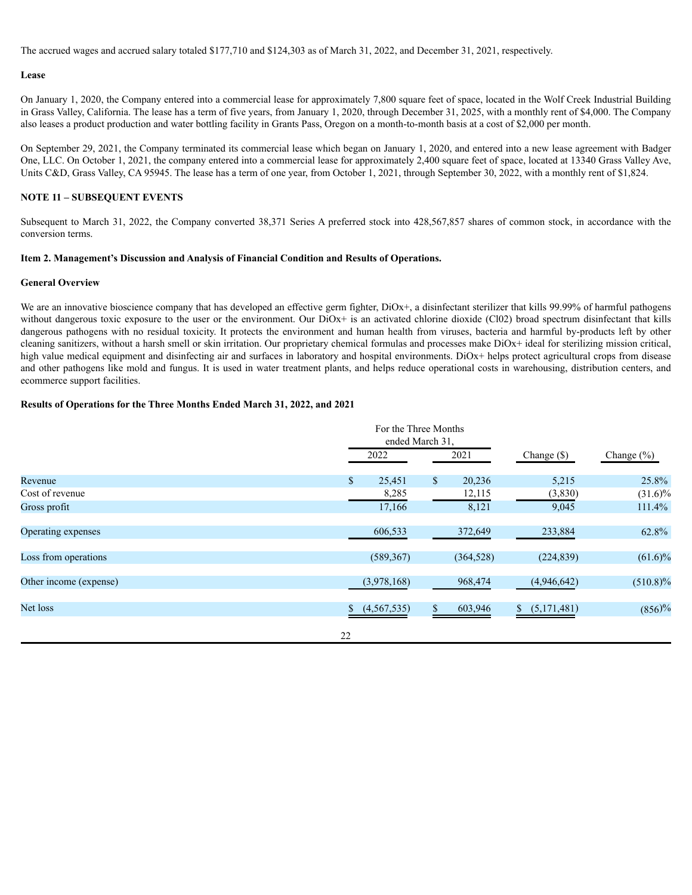The accrued wages and accrued salary totaled $177,710 and $124,303 as of March 31, 2022, and December 31, 2021, respectively.

**Lease**

On January 1, 2020, the Company entered into a commercial lease for approximately 7,800 square feet of space, located in the Wolf Creek Industrial Building in Grass Valley, California. The lease has a term of five years, from January 1, 2020, through December 31, 2025, with a monthly rent of $4,000. The Company also leases a product production and water bottling facility in Grants Pass, Oregon on a month-to-month basis at a cost of $2,000 per month.

On September 29, 2021, the Company terminated its commercial lease which began on January 1, 2020, and entered into a new lease agreement with Badger One, LLC. On October 1, 2021, the company entered into a commercial lease for approximately 2,400 square feet of space, located at 13340 Grass Valley Ave, Units C&D, Grass Valley, CA 95945. The lease has a term of one year, from October 1, 2021, through September 30, 2022, with a monthly rent of $1,824.

**NOTE 11 – SUBSEQUENT EVENTS**

Subsequent to March 31, 2022, the Company converted 38,371 Series A preferred stock into 428,567,857 shares of common stock, in accordance with the conversion terms.

**Item 2. Management's Discussion and Analysis of Financial Condition and Results of Operations.**

**General Overview**

We are an innovative bioscience company that has developed an effective germ fighter, DiOx+, a disinfectant sterilizer that kills 99.99% of harmful pathogens without dangerous toxic exposure to the user or the environment. Our DiOx+ is an activated chlorine dioxide (Cl02) broad spectrum disinfectant that kills dangerous pathogens with no residual toxicity. It protects the environment and human health from viruses, bacteria and harmful by-products left by other cleaning sanitizers, without a harsh smell or skin irritation. Our proprietary chemical formulas and processes make DiOx+ ideal for sterilizing mission critical, high value medical equipment and disinfecting air and surfaces in laboratory and hospital environments. DiOx+ helps protect agricultural crops from disease and other pathogens like mold and fungus. It is used in water treatment plants, and helps reduce operational costs in warehousing, distribution centers, and ecommerce support facilities.

**Results of Operations for the Three Months Ended March 31, 2022, and 2021**

| | For the Three Months ended March 31, | | | |
|---|---|---|---|---|
| | 2022 | 2021 | Change ($) | Change (%) |
| Revenue | $ 25,451 | $ 20,236 | 5,215 | 25.8% |
| Cost of revenue | 8,285 | 12,115 | (3,830) | (31.6)% |
| Gross profit | 17,166 | 8,121 | 9,045 | 111.4% |
| Operating expenses | 606,533 | 372,649 | 233,884 | 62.8% |
| Loss from operations | (589,367) | (364,528) | (224,839) | (61.6)% |
| Other income (expense) | (3,978,168) | 968,474 | (4,946,642) | (510.8)% |
| Net loss | $ (4,567,535) | $ 603,946 | $ (5,171,481) | (856)% |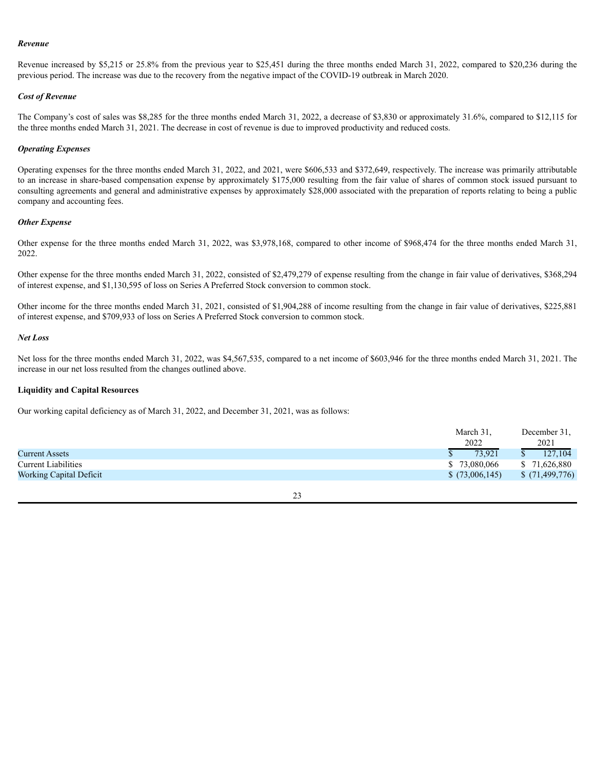*Revenue*

Revenue increased by $5,215 or 25.8% from the previous year to $25,451 during the three months ended March 31, 2022, compared to $20,236 during the previous period. The increase was due to the recovery from the negative impact of the COVID-19 outbreak in March 2020.

*Cost of Revenue*

The Company's cost of sales was $8,285 for the three months ended March 31, 2022, a decrease of $3,830 or approximately 31.6%, compared to $12,115 for the three months ended March 31, 2021. The decrease in cost of revenue is due to improved productivity and reduced costs.

*Operating Expenses*

Operating expenses for the three months ended March 31, 2022, and 2021, were $606,533 and $372,649, respectively. The increase was primarily attributable to an increase in share-based compensation expense by approximately $175,000 resulting from the fair value of shares of common stock issued pursuant to consulting agreements and general and administrative expenses by approximately $28,000 associated with the preparation of reports relating to being a public company and accounting fees.

*Other Expense*

Other expense for the three months ended March 31, 2022, was $3,978,168, compared to other income of $968,474 for the three months ended March 31, 2022.

Other expense for the three months ended March 31, 2022, consisted of $2,479,279 of expense resulting from the change in fair value of derivatives, $368,294 of interest expense, and $1,130,595 of loss on Series A Preferred Stock conversion to common stock.

Other income for the three months ended March 31, 2021, consisted of $1,904,288 of income resulting from the change in fair value of derivatives, $225,881 of interest expense, and $709,933 of loss on Series A Preferred Stock conversion to common stock.

*Net Loss*

Net loss for the three months ended March 31, 2022, was $4,567,535, compared to a net income of $603,946 for the three months ended March 31, 2021. The increase in our net loss resulted from the changes outlined above.

**Liquidity and Capital Resources**

Our working capital deficiency as of March 31, 2022, and December 31, 2021, was as follows:

| | March 31, 2022 | December 31, 2021 |
|---|---|---|
| Current Assets | $ 73,921 | $ 127,104 |
| Current Liabilities | $ 73,080,066 | $ 71,626,880 |
| Working Capital Deficit | $ (73,006,145) | $ (71,499,776) |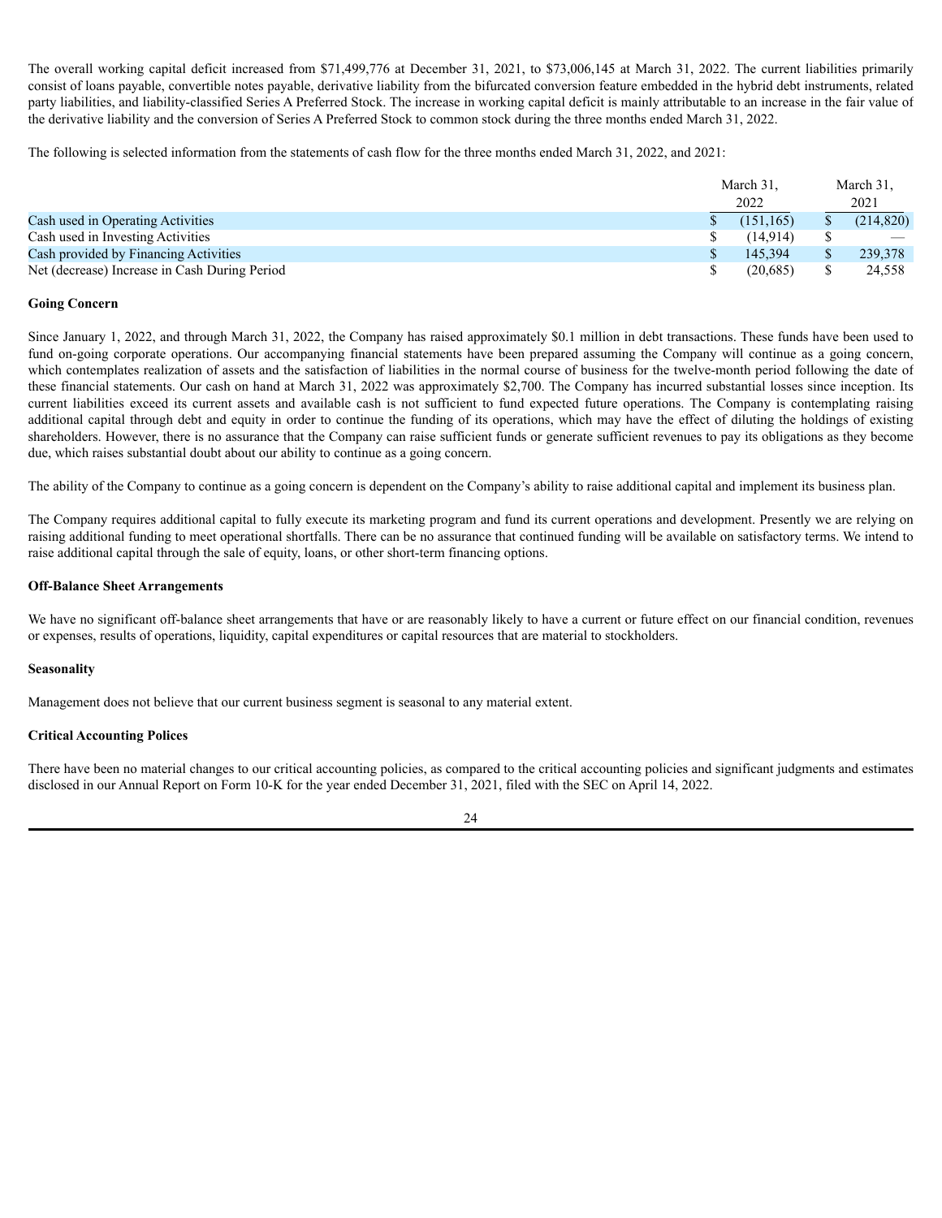The overall working capital deficit increased from $71,499,776 at December 31, 2021, to $73,006,145 at March 31, 2022. The current liabilities primarily consist of loans payable, convertible notes payable, derivative liability from the bifurcated conversion feature embedded in the hybrid debt instruments, related party liabilities, and liability-classified Series A Preferred Stock. The increase in working capital deficit is mainly attributable to an increase in the fair value of the derivative liability and the conversion of Series A Preferred Stock to common stock during the three months ended March 31, 2022.

The following is selected information from the statements of cash flow for the three months ended March 31, 2022, and 2021:

| | March 31, 2022 | March 31, 2021 |
|---|---|---|
| Cash used in Operating Activities | $ (151,165) | $ (214,820) |
| Cash used in Investing Activities | $ (14,914) | $ — |
| Cash provided by Financing Activities | $ 145,394 | $ 239,378 |
| Net (decrease) Increase in Cash During Period | $ (20,685) | $ 24,558 |

**Going Concern**

Since January 1, 2022, and through March 31, 2022, the Company has raised approximately $0.1 million in debt transactions. These funds have been used to fund on-going corporate operations. Our accompanying financial statements have been prepared assuming the Company will continue as a going concern, which contemplates realization of assets and the satisfaction of liabilities in the normal course of business for the twelve-month period following the date of these financial statements. Our cash on hand at March 31, 2022 was approximately $2,700. The Company has incurred substantial losses since inception. Its current liabilities exceed its current assets and available cash is not sufficient to fund expected future operations. The Company is contemplating raising additional capital through debt and equity in order to continue the funding of its operations, which may have the effect of diluting the holdings of existing shareholders. However, there is no assurance that the Company can raise sufficient funds or generate sufficient revenues to pay its obligations as they become due, which raises substantial doubt about our ability to continue as a going concern.

The ability of the Company to continue as a going concern is dependent on the Company's ability to raise additional capital and implement its business plan.

The Company requires additional capital to fully execute its marketing program and fund its current operations and development. Presently we are relying on raising additional funding to meet operational shortfalls. There can be no assurance that continued funding will be available on satisfactory terms. We intend to raise additional capital through the sale of equity, loans, or other short-term financing options.

**Off-Balance Sheet Arrangements**

We have no significant off-balance sheet arrangements that have or are reasonably likely to have a current or future effect on our financial condition, revenues or expenses, results of operations, liquidity, capital expenditures or capital resources that are material to stockholders.

**Seasonality**

Management does not believe that our current business segment is seasonal to any material extent.

**Critical Accounting Polices**

There have been no material changes to our critical accounting policies, as compared to the critical accounting policies and significant judgments and estimates disclosed in our Annual Report on Form 10-K for the year ended December 31, 2021, filed with the SEC on April 14, 2022.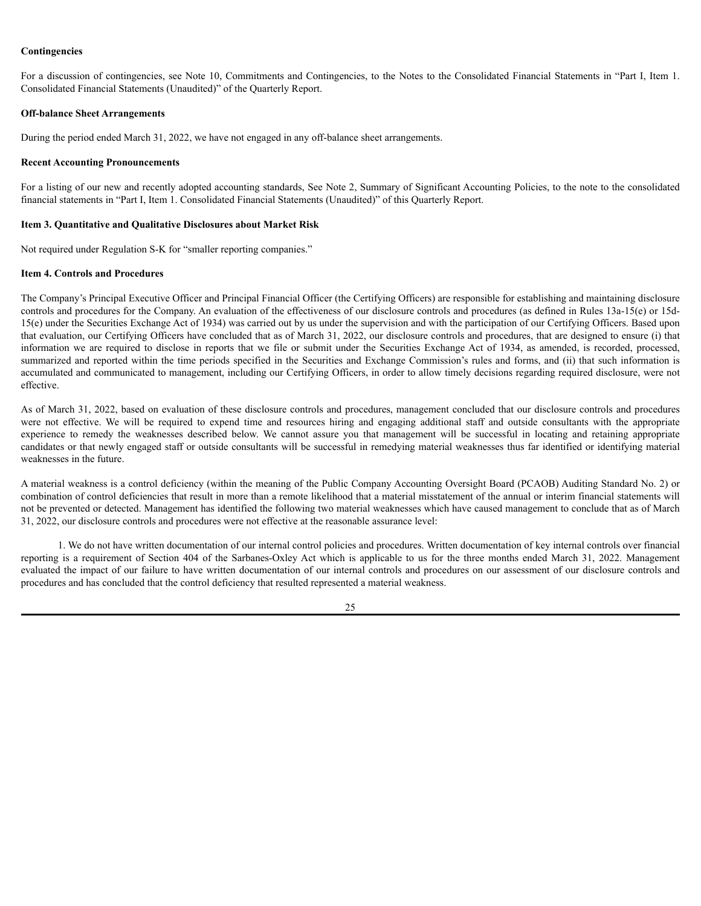**Contingencies**

For a discussion of contingencies, see Note 10, Commitments and Contingencies, to the Notes to the Consolidated Financial Statements in "Part I, Item 1. Consolidated Financial Statements (Unaudited)" of the Quarterly Report.

**Off-balance Sheet Arrangements**

During the period ended March 31, 2022, we have not engaged in any off-balance sheet arrangements.

**Recent Accounting Pronouncements**

For a listing of our new and recently adopted accounting standards, See Note 2, Summary of Significant Accounting Policies, to the note to the consolidated financial statements in "Part I, Item 1. Consolidated Financial Statements (Unaudited)" of this Quarterly Report.

**Item 3. Quantitative and Qualitative Disclosures about Market Risk**

Not required under Regulation S-K for "smaller reporting companies."

**Item 4. Controls and Procedures**

The Company's Principal Executive Officer and Principal Financial Officer (the Certifying Officers) are responsible for establishing and maintaining disclosure controls and procedures for the Company. An evaluation of the effectiveness of our disclosure controls and procedures (as defined in Rules 13a-15(e) or 15d-15(e) under the Securities Exchange Act of 1934) was carried out by us under the supervision and with the participation of our Certifying Officers. Based upon that evaluation, our Certifying Officers have concluded that as of March 31, 2022, our disclosure controls and procedures, that are designed to ensure (i) that information we are required to disclose in reports that we file or submit under the Securities Exchange Act of 1934, as amended, is recorded, processed, summarized and reported within the time periods specified in the Securities and Exchange Commission's rules and forms, and (ii) that such information is accumulated and communicated to management, including our Certifying Officers, in order to allow timely decisions regarding required disclosure, were not effective.

As of March 31, 2022, based on evaluation of these disclosure controls and procedures, management concluded that our disclosure controls and procedures were not effective. We will be required to expend time and resources hiring and engaging additional staff and outside consultants with the appropriate experience to remedy the weaknesses described below. We cannot assure you that management will be successful in locating and retaining appropriate candidates or that newly engaged staff or outside consultants will be successful in remedying material weaknesses thus far identified or identifying material weaknesses in the future.

A material weakness is a control deficiency (within the meaning of the Public Company Accounting Oversight Board (PCAOB) Auditing Standard No. 2) or combination of control deficiencies that result in more than a remote likelihood that a material misstatement of the annual or interim financial statements will not be prevented or detected. Management has identified the following two material weaknesses which have caused management to conclude that as of March 31, 2022, our disclosure controls and procedures were not effective at the reasonable assurance level:

1. We do not have written documentation of our internal control policies and procedures. Written documentation of key internal controls over financial reporting is a requirement of Section 404 of the Sarbanes-Oxley Act which is applicable to us for the three months ended March 31, 2022. Management evaluated the impact of our failure to have written documentation of our internal controls and procedures on our assessment of our disclosure controls and procedures and has concluded that the control deficiency that resulted represented a material weakness.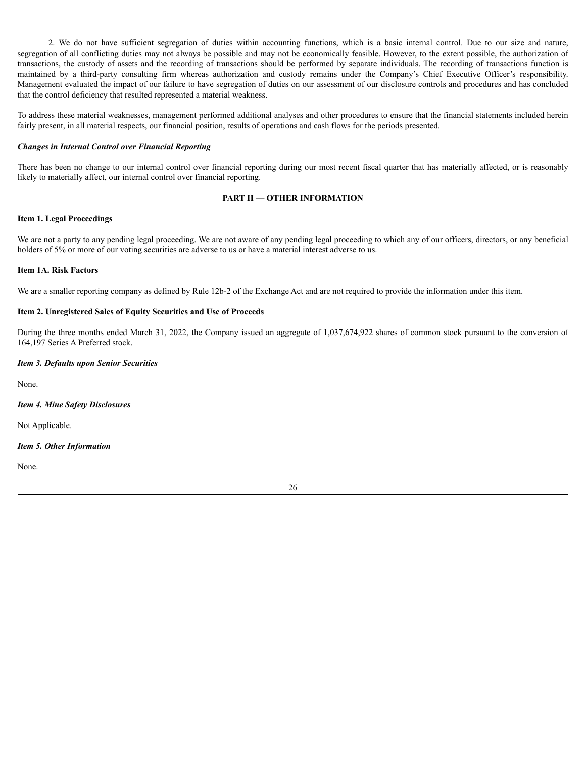2. We do not have sufficient segregation of duties within accounting functions, which is a basic internal control. Due to our size and nature, segregation of all conflicting duties may not always be possible and may not be economically feasible. However, to the extent possible, the authorization of transactions, the custody of assets and the recording of transactions should be performed by separate individuals. The recording of transactions function is maintained by a third-party consulting firm whereas authorization and custody remains under the Company's Chief Executive Officer's responsibility. Management evaluated the impact of our failure to have segregation of duties on our assessment of our disclosure controls and procedures and has concluded that the control deficiency that resulted represented a material weakness.

To address these material weaknesses, management performed additional analyses and other procedures to ensure that the financial statements included herein fairly present, in all material respects, our financial position, results of operations and cash flows for the periods presented.

***Changes in Internal Control over Financial Reporting***

There has been no change to our internal control over financial reporting during our most recent fiscal quarter that has materially affected, or is reasonably likely to materially affect, our internal control over financial reporting.

## PART II — OTHER INFORMATION

**Item 1. Legal Proceedings**

We are not a party to any pending legal proceeding. We are not aware of any pending legal proceeding to which any of our officers, directors, or any beneficial holders of 5% or more of our voting securities are adverse to us or have a material interest adverse to us.

**Item 1A. Risk Factors**

We are a smaller reporting company as defined by Rule 12b-2 of the Exchange Act and are not required to provide the information under this item.

**Item 2. Unregistered Sales of Equity Securities and Use of Proceeds**

During the three months ended March 31, 2022, the Company issued an aggregate of 1,037,674,922 shares of common stock pursuant to the conversion of 164,197 Series A Preferred stock.

***Item 3. Defaults upon Senior Securities***

None.

***Item 4. Mine Safety Disclosures***

Not Applicable.

***Item 5. Other Information***

None.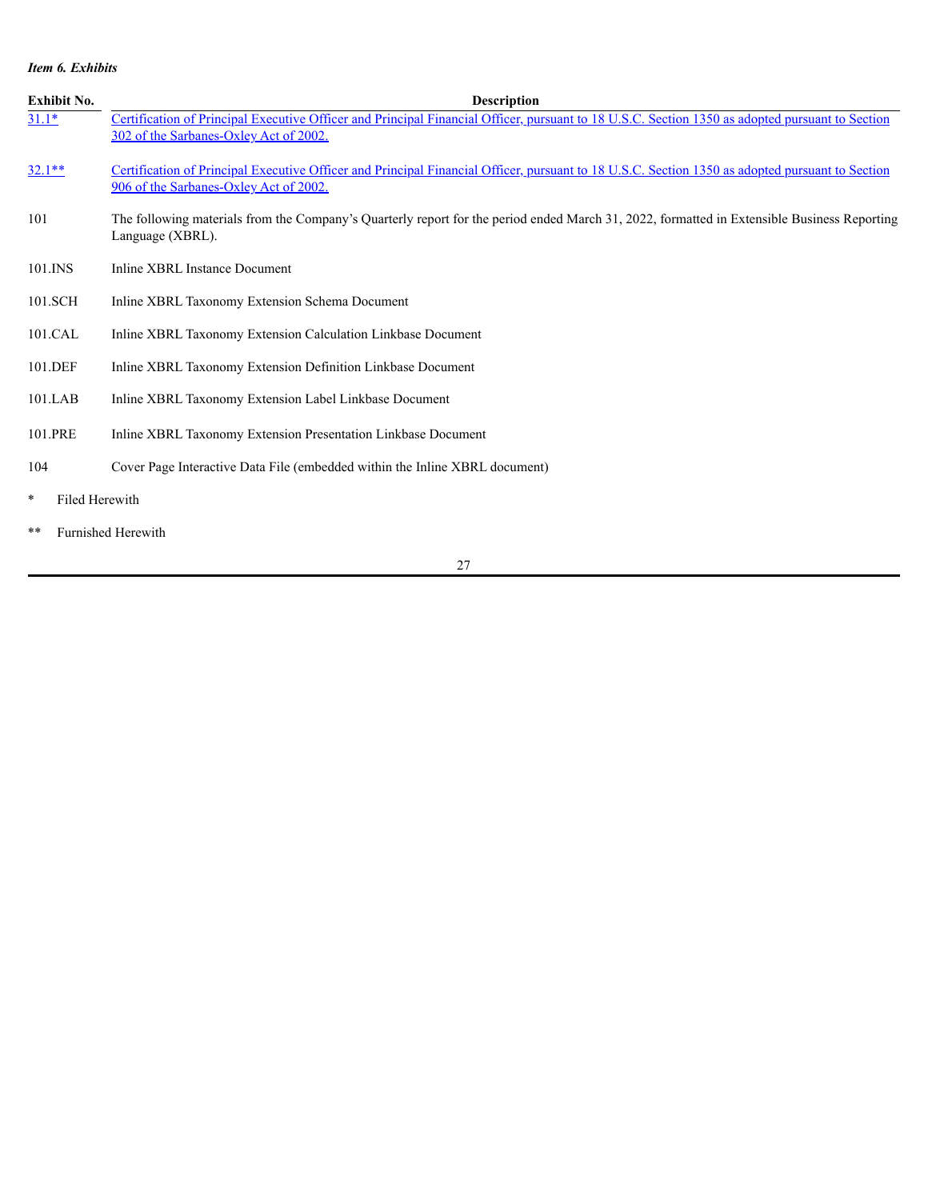*Item 6. Exhibits*

| Exhibit No. | Description |
| --- | --- |
| 31.1* | Certification of Principal Executive Officer and Principal Financial Officer, pursuant to 18 U.S.C. Section 1350 as adopted pursuant to Section 302 of the Sarbanes-Oxley Act of 2002. |
| 32.1** | Certification of Principal Executive Officer and Principal Financial Officer, pursuant to 18 U.S.C. Section 1350 as adopted pursuant to Section 906 of the Sarbanes-Oxley Act of 2002. |
| 101 | The following materials from the Company's Quarterly report for the period ended March 31, 2022, formatted in Extensible Business Reporting Language (XBRL). |
| 101.INS | Inline XBRL Instance Document |
| 101.SCH | Inline XBRL Taxonomy Extension Schema Document |
| 101.CAL | Inline XBRL Taxonomy Extension Calculation Linkbase Document |
| 101.DEF | Inline XBRL Taxonomy Extension Definition Linkbase Document |
| 101.LAB | Inline XBRL Taxonomy Extension Label Linkbase Document |
| 101.PRE | Inline XBRL Taxonomy Extension Presentation Linkbase Document |
| 104 | Cover Page Interactive Data File (embedded within the Inline XBRL document) |

\* Filed Herewith

\** Furnished Herewith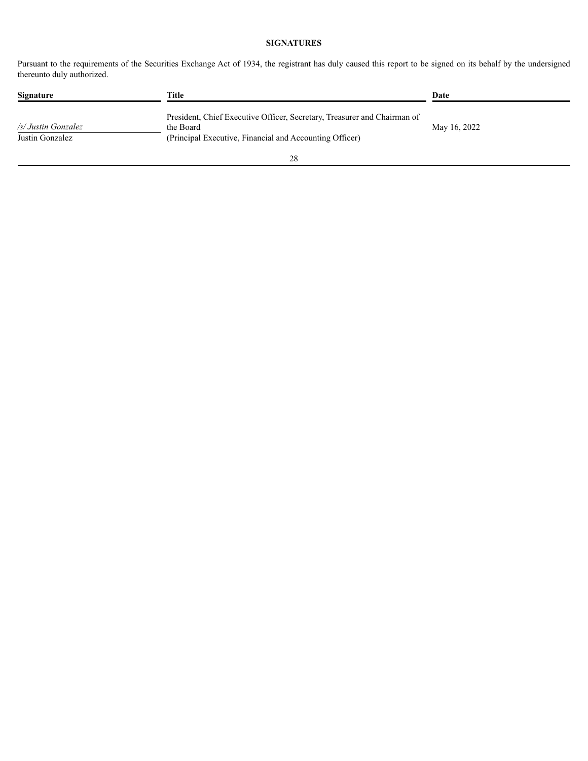**SIGNATURES**

Pursuant to the requirements of the Securities Exchange Act of 1934, the registrant has duly caused this report to be signed on its behalf by the undersigned thereunto duly authorized.

| Signature | Title | Date |
| --- | --- | --- |
| */s/ Justin Gonzalez*<br>Justin Gonzalez | President, Chief Executive Officer, Secretary, Treasurer and Chairman of the Board<br>(Principal Executive, Financial and Accounting Officer) | May 16, 2022 |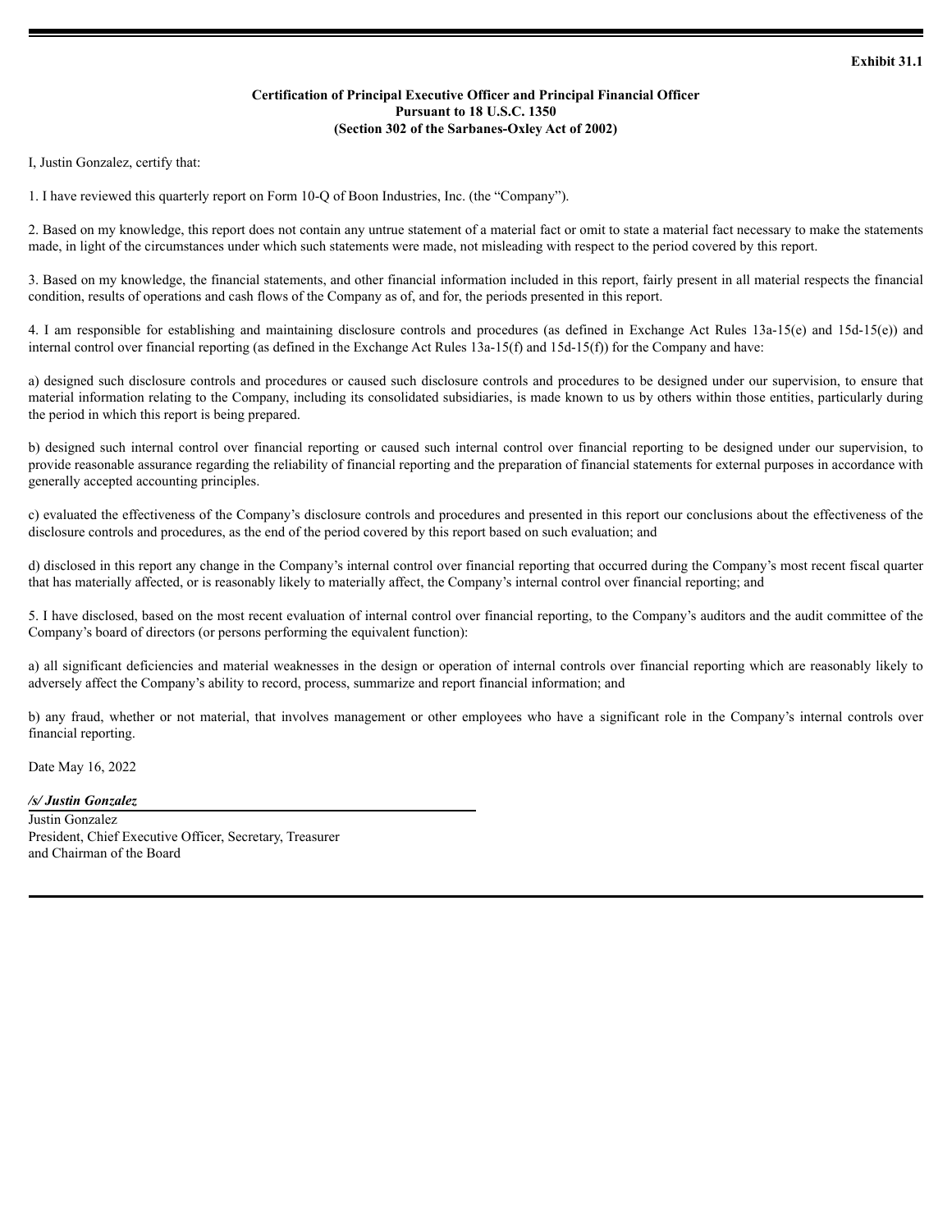**Exhibit 31.1**

**Certification of Principal Executive Officer and Principal Financial Officer**
**Pursuant to 18 U.S.C. 1350**
**(Section 302 of the Sarbanes-Oxley Act of 2002)**

I, Justin Gonzalez, certify that:

1. I have reviewed this quarterly report on Form 10-Q of Boon Industries, Inc. (the "Company").

2. Based on my knowledge, this report does not contain any untrue statement of a material fact or omit to state a material fact necessary to make the statements made, in light of the circumstances under which such statements were made, not misleading with respect to the period covered by this report.

3. Based on my knowledge, the financial statements, and other financial information included in this report, fairly present in all material respects the financial condition, results of operations and cash flows of the Company as of, and for, the periods presented in this report.

4. I am responsible for establishing and maintaining disclosure controls and procedures (as defined in Exchange Act Rules 13a-15(e) and 15d-15(e)) and internal control over financial reporting (as defined in the Exchange Act Rules 13a-15(f) and 15d-15(f)) for the Company and have:

a) designed such disclosure controls and procedures or caused such disclosure controls and procedures to be designed under our supervision, to ensure that material information relating to the Company, including its consolidated subsidiaries, is made known to us by others within those entities, particularly during the period in which this report is being prepared.

b) designed such internal control over financial reporting or caused such internal control over financial reporting to be designed under our supervision, to provide reasonable assurance regarding the reliability of financial reporting and the preparation of financial statements for external purposes in accordance with generally accepted accounting principles.

c) evaluated the effectiveness of the Company's disclosure controls and procedures and presented in this report our conclusions about the effectiveness of the disclosure controls and procedures, as the end of the period covered by this report based on such evaluation; and

d) disclosed in this report any change in the Company's internal control over financial reporting that occurred during the Company's most recent fiscal quarter that has materially affected, or is reasonably likely to materially affect, the Company's internal control over financial reporting; and

5. I have disclosed, based on the most recent evaluation of internal control over financial reporting, to the Company's auditors and the audit committee of the Company's board of directors (or persons performing the equivalent function):

a) all significant deficiencies and material weaknesses in the design or operation of internal controls over financial reporting which are reasonably likely to adversely affect the Company's ability to record, process, summarize and report financial information; and

b) any fraud, whether or not material, that involves management or other employees who have a significant role in the Company's internal controls over financial reporting.

Date May 16, 2022

***/s/ Justin Gonzalez***

Justin Gonzalez
President, Chief Executive Officer, Secretary, Treasurer
and Chairman of the Board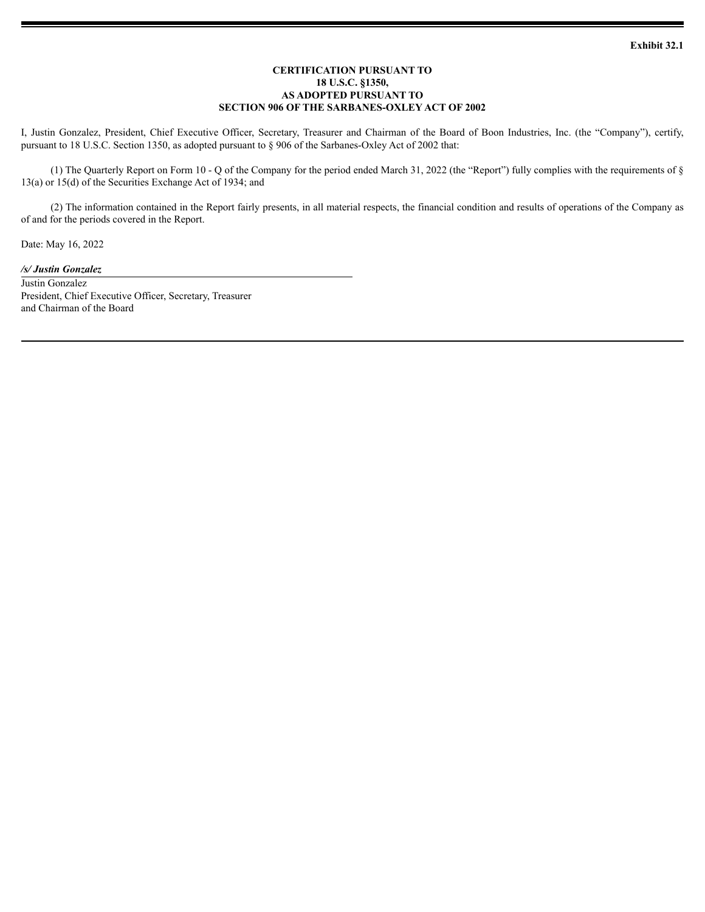**Exhibit 32.1**

**CERTIFICATION PURSUANT TO**
**18 U.S.C. §1350,**
**AS ADOPTED PURSUANT TO**
**SECTION 906 OF THE SARBANES-OXLEY ACT OF 2002**

I, Justin Gonzalez, President, Chief Executive Officer, Secretary, Treasurer and Chairman of the Board of Boon Industries, Inc. (the "Company"), certify, pursuant to 18 U.S.C. Section 1350, as adopted pursuant to § 906 of the Sarbanes-Oxley Act of 2002 that:

(1) The Quarterly Report on Form 10 - Q of the Company for the period ended March 31, 2022 (the "Report") fully complies with the requirements of § 13(a) or 15(d) of the Securities Exchange Act of 1934; and

(2) The information contained in the Report fairly presents, in all material respects, the financial condition and results of operations of the Company as of and for the periods covered in the Report.

Date: May 16, 2022

***/s/ Justin Gonzalez***

Justin Gonzalez
President, Chief Executive Officer, Secretary, Treasurer
and Chairman of the Board